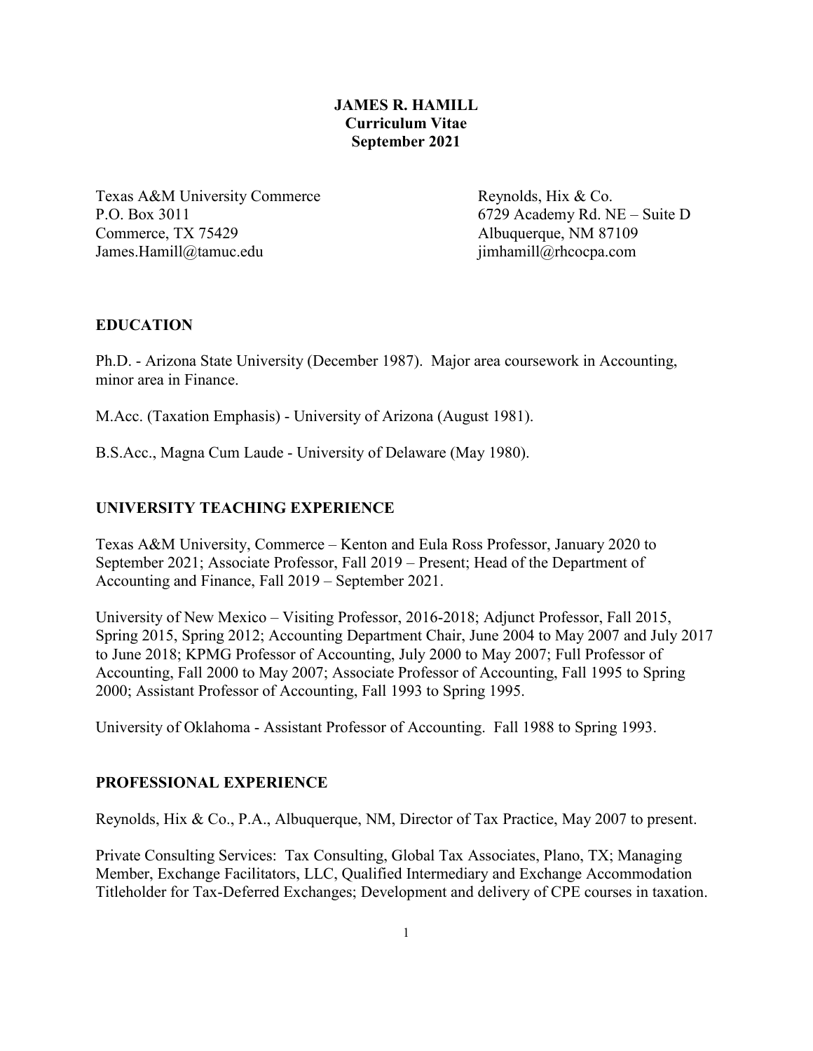# JAMES R. HAMILL
## Curriculum Vitae
## September 2021

Texas A&M University Commerce
P.O. Box 3011
Commerce, TX 75429
James.Hamill@tamuc.edu

Reynolds, Hix & Co.
6729 Academy Rd. NE – Suite D
Albuquerque, NM 87109
jimhamill@rhcocpa.com

## EDUCATION

Ph.D. - Arizona State University (December 1987). Major area coursework in Accounting, minor area in Finance.

M.Acc. (Taxation Emphasis) - University of Arizona (August 1981).

B.S.Acc., Magna Cum Laude - University of Delaware (May 1980).

## UNIVERSITY TEACHING EXPERIENCE

Texas A&M University, Commerce – Kenton and Eula Ross Professor, January 2020 to September 2021; Associate Professor, Fall 2019 – Present; Head of the Department of Accounting and Finance, Fall 2019 – September 2021.

University of New Mexico – Visiting Professor, 2016-2018; Adjunct Professor, Fall 2015, Spring 2015, Spring 2012; Accounting Department Chair, June 2004 to May 2007 and July 2017 to June 2018; KPMG Professor of Accounting, July 2000 to May 2007; Full Professor of Accounting, Fall 2000 to May 2007; Associate Professor of Accounting, Fall 1995 to Spring 2000; Assistant Professor of Accounting, Fall 1993 to Spring 1995.

University of Oklahoma - Assistant Professor of Accounting. Fall 1988 to Spring 1993.

## PROFESSIONAL EXPERIENCE

Reynolds, Hix & Co., P.A., Albuquerque, NM, Director of Tax Practice, May 2007 to present.

Private Consulting Services: Tax Consulting, Global Tax Associates, Plano, TX; Managing Member, Exchange Facilitators, LLC, Qualified Intermediary and Exchange Accommodation Titleholder for Tax-Deferred Exchanges; Development and delivery of CPE courses in taxation.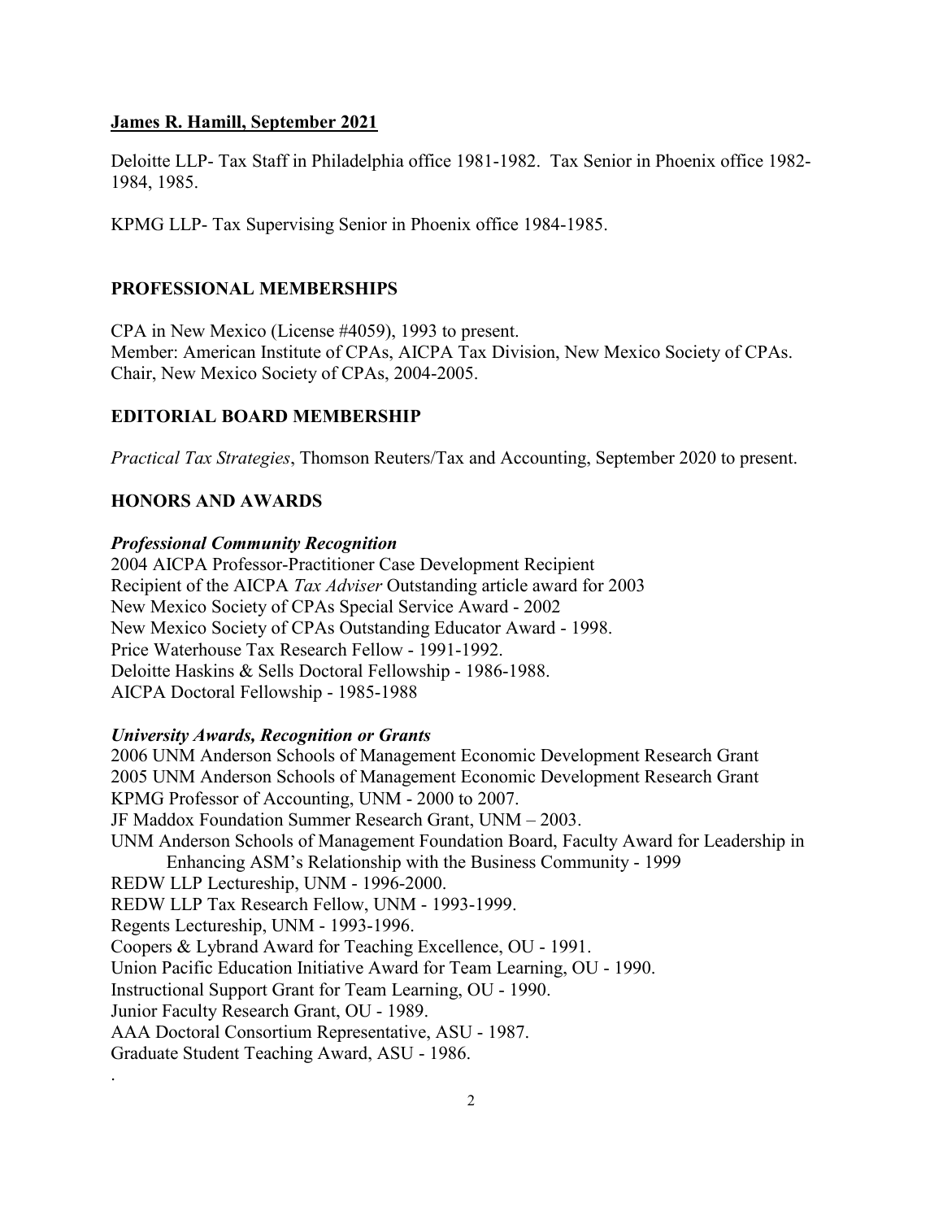**James R. Hamill, September 2021**

Deloitte LLP- Tax Staff in Philadelphia office 1981-1982. Tax Senior in Phoenix office 1982-1984, 1985.

KPMG LLP- Tax Supervising Senior in Phoenix office 1984-1985.

## PROFESSIONAL MEMBERSHIPS

CPA in New Mexico (License #4059), 1993 to present.
Member: American Institute of CPAs, AICPA Tax Division, New Mexico Society of CPAs.
Chair, New Mexico Society of CPAs, 2004-2005.

## EDITORIAL BOARD MEMBERSHIP

*Practical Tax Strategies*, Thomson Reuters/Tax and Accounting, September 2020 to present.

## HONORS AND AWARDS

### *Professional Community Recognition*

2004 AICPA Professor-Practitioner Case Development Recipient
Recipient of the AICPA *Tax Adviser* Outstanding article award for 2003
New Mexico Society of CPAs Special Service Award - 2002
New Mexico Society of CPAs Outstanding Educator Award - 1998.
Price Waterhouse Tax Research Fellow - 1991-1992.
Deloitte Haskins & Sells Doctoral Fellowship - 1986-1988.
AICPA Doctoral Fellowship - 1985-1988

### *University Awards, Recognition or Grants*

2006 UNM Anderson Schools of Management Economic Development Research Grant
2005 UNM Anderson Schools of Management Economic Development Research Grant
KPMG Professor of Accounting, UNM - 2000 to 2007.
JF Maddox Foundation Summer Research Grant, UNM – 2003.
UNM Anderson Schools of Management Foundation Board, Faculty Award for Leadership in Enhancing ASM's Relationship with the Business Community - 1999
REDW LLP Lectureship, UNM - 1996-2000.
REDW LLP Tax Research Fellow, UNM - 1993-1999.
Regents Lectureship, UNM - 1993-1996.
Coopers & Lybrand Award for Teaching Excellence, OU - 1991.
Union Pacific Education Initiative Award for Team Learning, OU - 1990.
Instructional Support Grant for Team Learning, OU - 1990.
Junior Faculty Research Grant, OU - 1989.
AAA Doctoral Consortium Representative, ASU - 1987.
Graduate Student Teaching Award, ASU - 1986.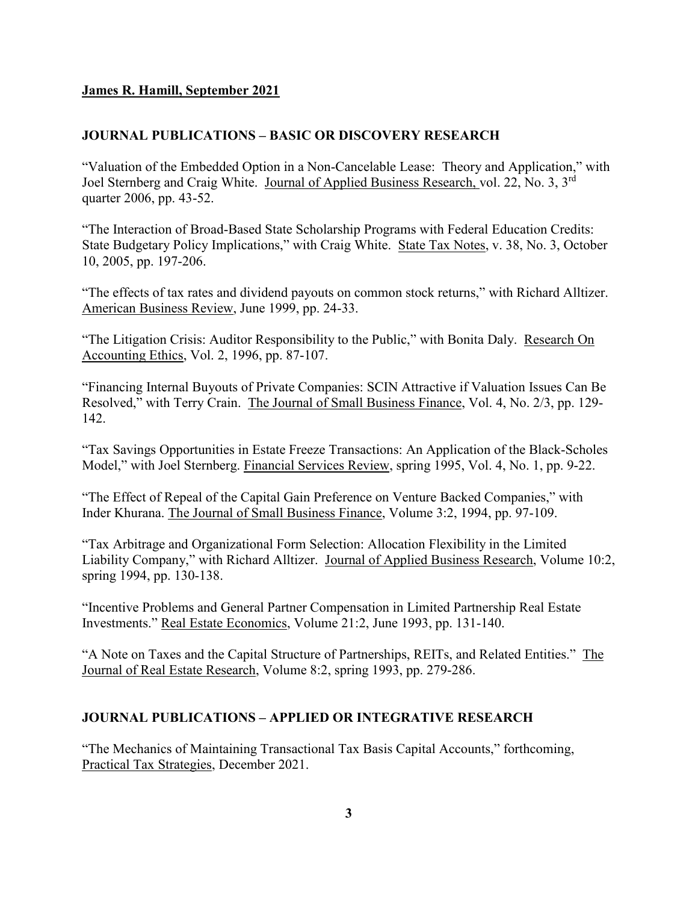**James R. Hamill, September 2021**

## JOURNAL PUBLICATIONS – BASIC OR DISCOVERY RESEARCH

"Valuation of the Embedded Option in a Non-Cancelable Lease: Theory and Application," with Joel Sternberg and Craig White. Journal of Applied Business Research, vol. 22, No. 3, 3rd quarter 2006, pp. 43-52.

"The Interaction of Broad-Based State Scholarship Programs with Federal Education Credits: State Budgetary Policy Implications," with Craig White. State Tax Notes, v. 38, No. 3, October 10, 2005, pp. 197-206.

"The effects of tax rates and dividend payouts on common stock returns," with Richard Alltizer. American Business Review, June 1999, pp. 24-33.

"The Litigation Crisis: Auditor Responsibility to the Public," with Bonita Daly. Research On Accounting Ethics, Vol. 2, 1996, pp. 87-107.

"Financing Internal Buyouts of Private Companies: SCIN Attractive if Valuation Issues Can Be Resolved," with Terry Crain. The Journal of Small Business Finance, Vol. 4, No. 2/3, pp. 129-142.

"Tax Savings Opportunities in Estate Freeze Transactions: An Application of the Black-Scholes Model," with Joel Sternberg. Financial Services Review, spring 1995, Vol. 4, No. 1, pp. 9-22.

"The Effect of Repeal of the Capital Gain Preference on Venture Backed Companies," with Inder Khurana. The Journal of Small Business Finance, Volume 3:2, 1994, pp. 97-109.

"Tax Arbitrage and Organizational Form Selection: Allocation Flexibility in the Limited Liability Company," with Richard Alltizer. Journal of Applied Business Research, Volume 10:2, spring 1994, pp. 130-138.

"Incentive Problems and General Partner Compensation in Limited Partnership Real Estate Investments." Real Estate Economics, Volume 21:2, June 1993, pp. 131-140.

"A Note on Taxes and the Capital Structure of Partnerships, REITs, and Related Entities." The Journal of Real Estate Research, Volume 8:2, spring 1993, pp. 279-286.

## JOURNAL PUBLICATIONS – APPLIED OR INTEGRATIVE RESEARCH

"The Mechanics of Maintaining Transactional Tax Basis Capital Accounts," forthcoming, Practical Tax Strategies, December 2021.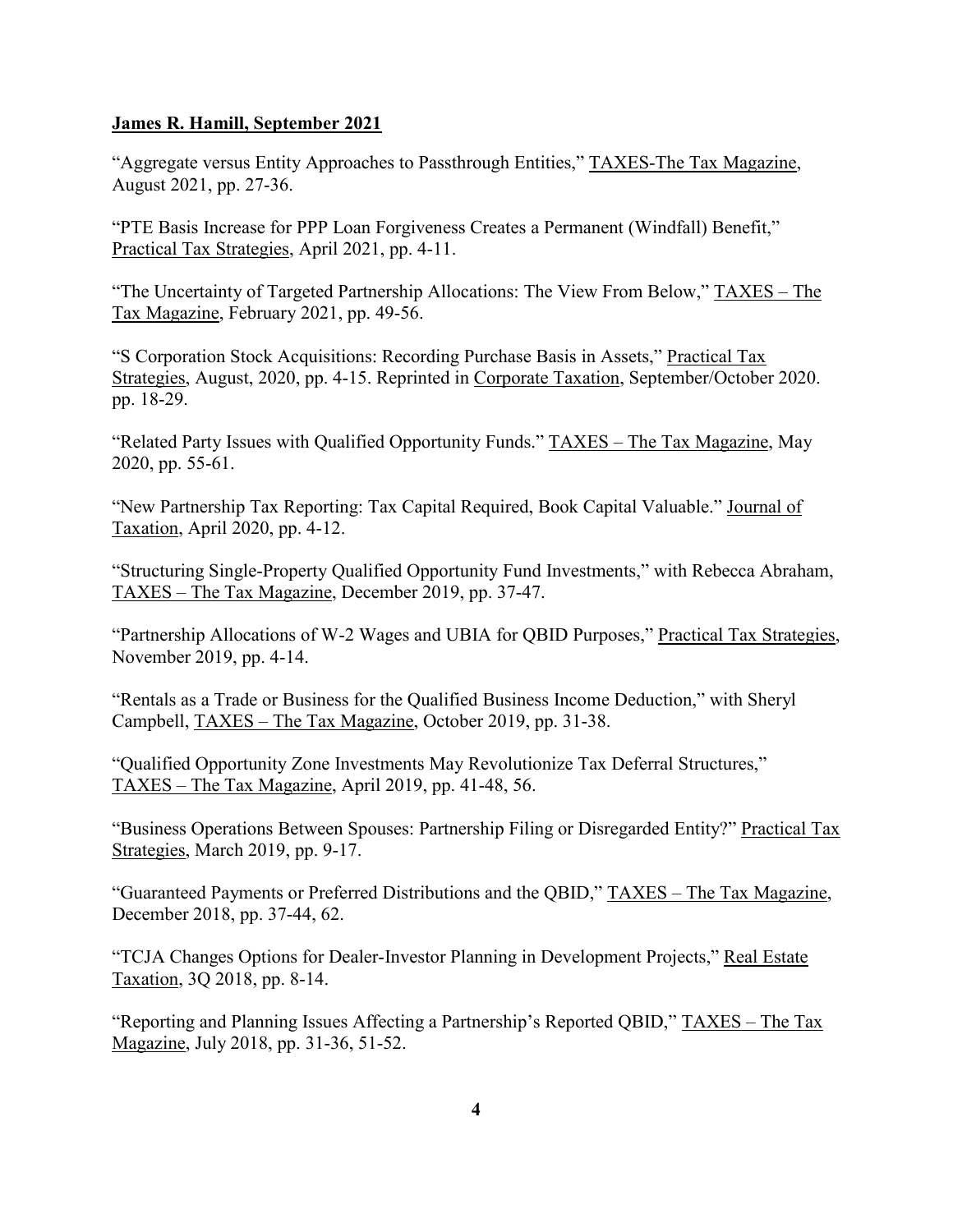**<u>James R. Hamill, September 2021</u>**

"Aggregate versus Entity Approaches to Passthrough Entities," <u>TAXES-The Tax Magazine</u>, August 2021, pp. 27-36.

"PTE Basis Increase for PPP Loan Forgiveness Creates a Permanent (Windfall) Benefit," <u>Practical Tax Strategies</u>, April 2021, pp. 4-11.

"The Uncertainty of Targeted Partnership Allocations: The View From Below," <u>TAXES – The Tax Magazine</u>, February 2021, pp. 49-56.

"S Corporation Stock Acquisitions: Recording Purchase Basis in Assets," <u>Practical Tax Strategies</u>, August, 2020, pp. 4-15. Reprinted in <u>Corporate Taxation</u>, September/October 2020. pp. 18-29.

"Related Party Issues with Qualified Opportunity Funds." <u>TAXES – The Tax Magazine</u>, May 2020, pp. 55-61.

"New Partnership Tax Reporting: Tax Capital Required, Book Capital Valuable." <u>Journal of Taxation</u>, April 2020, pp. 4-12.

"Structuring Single-Property Qualified Opportunity Fund Investments," with Rebecca Abraham, <u>TAXES – The Tax Magazine</u>, December 2019, pp. 37-47.

"Partnership Allocations of W-2 Wages and UBIA for QBID Purposes," <u>Practical Tax Strategies</u>, November 2019, pp. 4-14.

"Rentals as a Trade or Business for the Qualified Business Income Deduction," with Sheryl Campbell, <u>TAXES – The Tax Magazine</u>, October 2019, pp. 31-38.

"Qualified Opportunity Zone Investments May Revolutionize Tax Deferral Structures," <u>TAXES – The Tax Magazine</u>, April 2019, pp. 41-48, 56.

"Business Operations Between Spouses: Partnership Filing or Disregarded Entity?" <u>Practical Tax Strategies</u>, March 2019, pp. 9-17.

"Guaranteed Payments or Preferred Distributions and the QBID," <u>TAXES – The Tax Magazine</u>, December 2018, pp. 37-44, 62.

"TCJA Changes Options for Dealer-Investor Planning in Development Projects," <u>Real Estate Taxation</u>, 3Q 2018, pp. 8-14.

"Reporting and Planning Issues Affecting a Partnership's Reported QBID," <u>TAXES – The Tax Magazine</u>, July 2018, pp. 31-36, 51-52.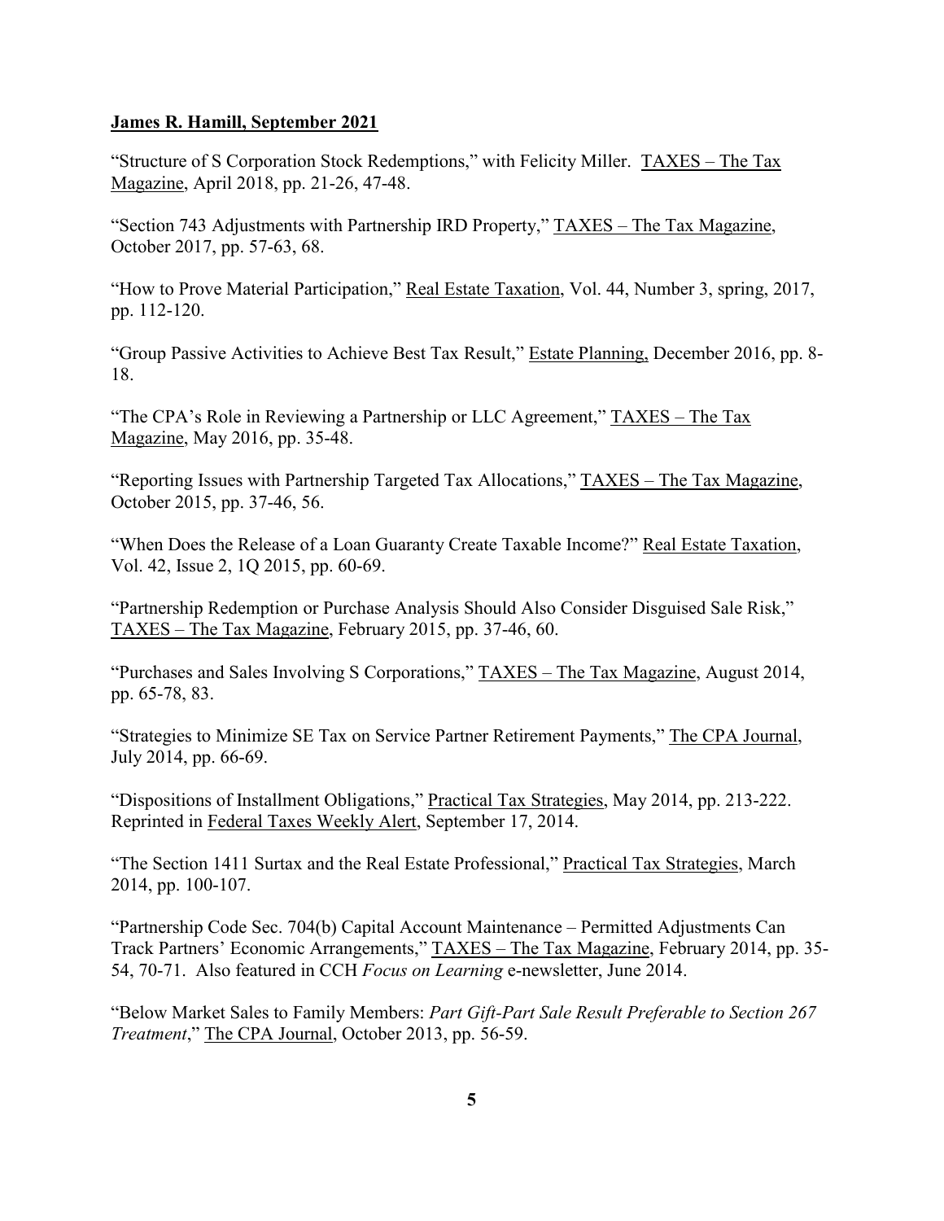**James R. Hamill, September 2021**

"Structure of S Corporation Stock Redemptions," with Felicity Miller. TAXES – The Tax Magazine, April 2018, pp. 21-26, 47-48.

"Section 743 Adjustments with Partnership IRD Property," TAXES – The Tax Magazine, October 2017, pp. 57-63, 68.

"How to Prove Material Participation," Real Estate Taxation, Vol. 44, Number 3, spring, 2017, pp. 112-120.

"Group Passive Activities to Achieve Best Tax Result," Estate Planning, December 2016, pp. 8-18.

"The CPA's Role in Reviewing a Partnership or LLC Agreement," TAXES – The Tax Magazine, May 2016, pp. 35-48.

"Reporting Issues with Partnership Targeted Tax Allocations," TAXES – The Tax Magazine, October 2015, pp. 37-46, 56.

"When Does the Release of a Loan Guaranty Create Taxable Income?" Real Estate Taxation, Vol. 42, Issue 2, 1Q 2015, pp. 60-69.

"Partnership Redemption or Purchase Analysis Should Also Consider Disguised Sale Risk," TAXES – The Tax Magazine, February 2015, pp. 37-46, 60.

"Purchases and Sales Involving S Corporations," TAXES – The Tax Magazine, August 2014, pp. 65-78, 83.

"Strategies to Minimize SE Tax on Service Partner Retirement Payments," The CPA Journal, July 2014, pp. 66-69.

"Dispositions of Installment Obligations," Practical Tax Strategies, May 2014, pp. 213-222. Reprinted in Federal Taxes Weekly Alert, September 17, 2014.

"The Section 1411 Surtax and the Real Estate Professional," Practical Tax Strategies, March 2014, pp. 100-107.

"Partnership Code Sec. 704(b) Capital Account Maintenance – Permitted Adjustments Can Track Partners' Economic Arrangements," TAXES – The Tax Magazine, February 2014, pp. 35-54, 70-71. Also featured in CCH *Focus on Learning* e-newsletter, June 2014.

"Below Market Sales to Family Members: *Part Gift-Part Sale Result Preferable to Section 267 Treatment*," The CPA Journal, October 2013, pp. 56-59.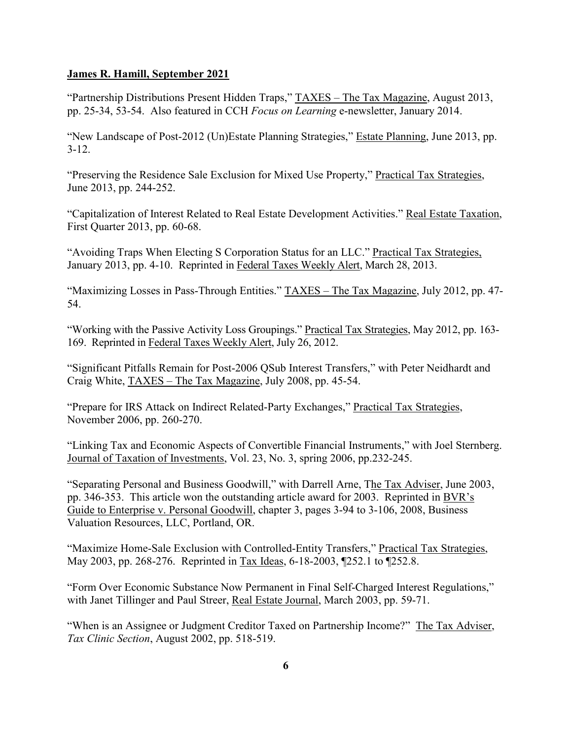**James R. Hamill, September 2021**

"Partnership Distributions Present Hidden Traps," TAXES – The Tax Magazine, August 2013, pp. 25-34, 53-54. Also featured in CCH *Focus on Learning* e-newsletter, January 2014.

"New Landscape of Post-2012 (Un)Estate Planning Strategies," Estate Planning, June 2013, pp. 3-12.

"Preserving the Residence Sale Exclusion for Mixed Use Property," Practical Tax Strategies, June 2013, pp. 244-252.

"Capitalization of Interest Related to Real Estate Development Activities." Real Estate Taxation, First Quarter 2013, pp. 60-68.

"Avoiding Traps When Electing S Corporation Status for an LLC." Practical Tax Strategies, January 2013, pp. 4-10. Reprinted in Federal Taxes Weekly Alert, March 28, 2013.

"Maximizing Losses in Pass-Through Entities." TAXES – The Tax Magazine, July 2012, pp. 47-54.

"Working with the Passive Activity Loss Groupings." Practical Tax Strategies, May 2012, pp. 163-169. Reprinted in Federal Taxes Weekly Alert, July 26, 2012.

"Significant Pitfalls Remain for Post-2006 QSub Interest Transfers," with Peter Neidhardt and Craig White, TAXES – The Tax Magazine, July 2008, pp. 45-54.

"Prepare for IRS Attack on Indirect Related-Party Exchanges," Practical Tax Strategies, November 2006, pp. 260-270.

"Linking Tax and Economic Aspects of Convertible Financial Instruments," with Joel Sternberg. Journal of Taxation of Investments, Vol. 23, No. 3, spring 2006, pp.232-245.

"Separating Personal and Business Goodwill," with Darrell Arne, The Tax Adviser, June 2003, pp. 346-353. This article won the outstanding article award for 2003. Reprinted in BVR's Guide to Enterprise v. Personal Goodwill, chapter 3, pages 3-94 to 3-106, 2008, Business Valuation Resources, LLC, Portland, OR.

"Maximize Home-Sale Exclusion with Controlled-Entity Transfers," Practical Tax Strategies, May 2003, pp. 268-276. Reprinted in Tax Ideas, 6-18-2003, ¶252.1 to ¶252.8.

"Form Over Economic Substance Now Permanent in Final Self-Charged Interest Regulations," with Janet Tillinger and Paul Streer, Real Estate Journal, March 2003, pp. 59-71.

"When is an Assignee or Judgment Creditor Taxed on Partnership Income?" The Tax Adviser, *Tax Clinic Section*, August 2002, pp. 518-519.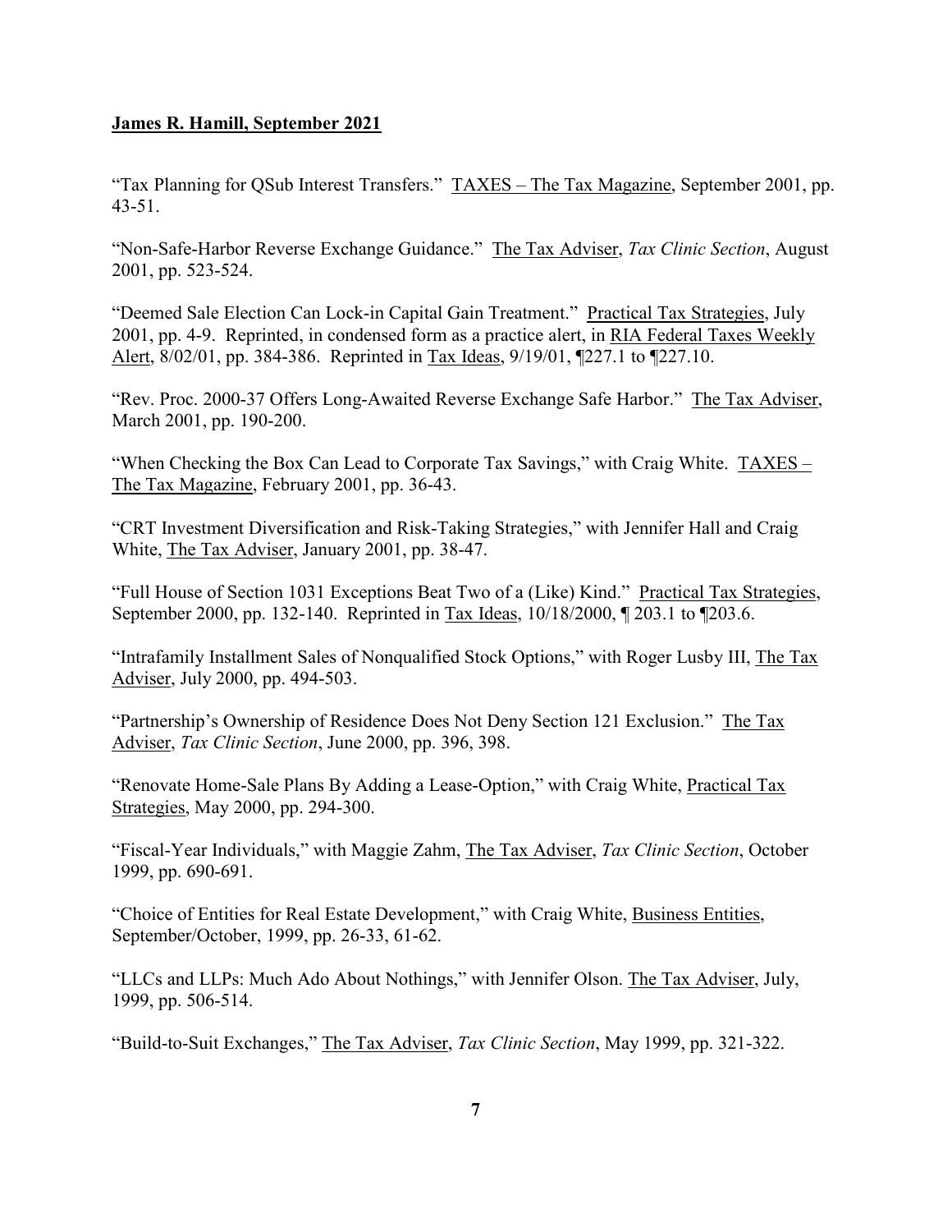**James R. Hamill, September 2021**

"Tax Planning for QSub Interest Transfers." TAXES – The Tax Magazine, September 2001, pp. 43-51.

"Non-Safe-Harbor Reverse Exchange Guidance." The Tax Adviser, *Tax Clinic Section*, August 2001, pp. 523-524.

"Deemed Sale Election Can Lock-in Capital Gain Treatment." Practical Tax Strategies, July 2001, pp. 4-9. Reprinted, in condensed form as a practice alert, in RIA Federal Taxes Weekly Alert, 8/02/01, pp. 384-386. Reprinted in Tax Ideas, 9/19/01, ¶227.1 to ¶227.10.

"Rev. Proc. 2000-37 Offers Long-Awaited Reverse Exchange Safe Harbor." The Tax Adviser, March 2001, pp. 190-200.

"When Checking the Box Can Lead to Corporate Tax Savings," with Craig White. TAXES – The Tax Magazine, February 2001, pp. 36-43.

"CRT Investment Diversification and Risk-Taking Strategies," with Jennifer Hall and Craig White, The Tax Adviser, January 2001, pp. 38-47.

"Full House of Section 1031 Exceptions Beat Two of a (Like) Kind." Practical Tax Strategies, September 2000, pp. 132-140. Reprinted in Tax Ideas, 10/18/2000, ¶ 203.1 to ¶203.6.

"Intrafamily Installment Sales of Nonqualified Stock Options," with Roger Lusby III, The Tax Adviser, July 2000, pp. 494-503.

"Partnership's Ownership of Residence Does Not Deny Section 121 Exclusion." The Tax Adviser, *Tax Clinic Section*, June 2000, pp. 396, 398.

"Renovate Home-Sale Plans By Adding a Lease-Option," with Craig White, Practical Tax Strategies, May 2000, pp. 294-300.

"Fiscal-Year Individuals," with Maggie Zahm, The Tax Adviser, *Tax Clinic Section*, October 1999, pp. 690-691.

"Choice of Entities for Real Estate Development," with Craig White, Business Entities, September/October, 1999, pp. 26-33, 61-62.

"LLCs and LLPs: Much Ado About Nothings," with Jennifer Olson. The Tax Adviser, July, 1999, pp. 506-514.

"Build-to-Suit Exchanges," The Tax Adviser, *Tax Clinic Section*, May 1999, pp. 321-322.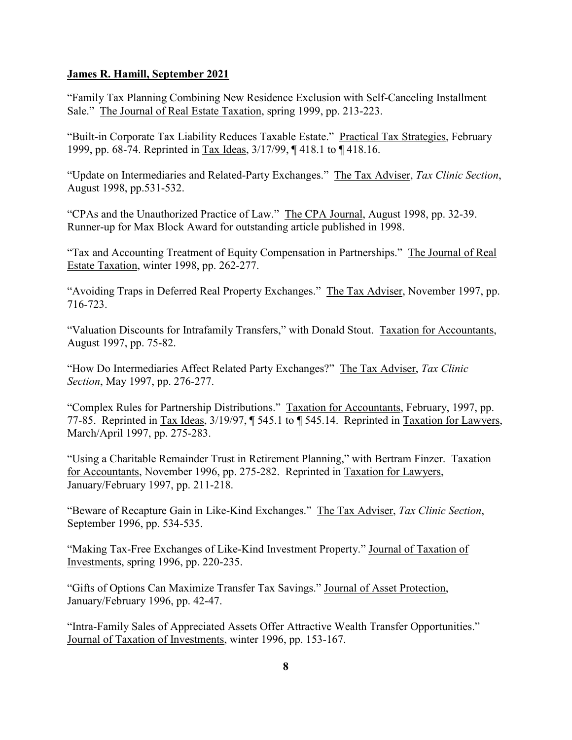**James R. Hamill, September 2021**

"Family Tax Planning Combining New Residence Exclusion with Self-Canceling Installment Sale." The Journal of Real Estate Taxation, spring 1999, pp. 213-223.

"Built-in Corporate Tax Liability Reduces Taxable Estate." Practical Tax Strategies, February 1999, pp. 68-74. Reprinted in Tax Ideas, 3/17/99, ¶ 418.1 to ¶ 418.16.

"Update on Intermediaries and Related-Party Exchanges." The Tax Adviser, *Tax Clinic Section*, August 1998, pp.531-532.

"CPAs and the Unauthorized Practice of Law." The CPA Journal, August 1998, pp. 32-39. Runner-up for Max Block Award for outstanding article published in 1998.

"Tax and Accounting Treatment of Equity Compensation in Partnerships." The Journal of Real Estate Taxation, winter 1998, pp. 262-277.

"Avoiding Traps in Deferred Real Property Exchanges." The Tax Adviser, November 1997, pp. 716-723.

"Valuation Discounts for Intrafamily Transfers," with Donald Stout. Taxation for Accountants, August 1997, pp. 75-82.

"How Do Intermediaries Affect Related Party Exchanges?" The Tax Adviser, *Tax Clinic Section*, May 1997, pp. 276-277.

"Complex Rules for Partnership Distributions." Taxation for Accountants, February, 1997, pp. 77-85. Reprinted in Tax Ideas, 3/19/97, ¶ 545.1 to ¶ 545.14. Reprinted in Taxation for Lawyers, March/April 1997, pp. 275-283.

"Using a Charitable Remainder Trust in Retirement Planning," with Bertram Finzer. Taxation for Accountants, November 1996, pp. 275-282. Reprinted in Taxation for Lawyers, January/February 1997, pp. 211-218.

"Beware of Recapture Gain in Like-Kind Exchanges." The Tax Adviser, *Tax Clinic Section*, September 1996, pp. 534-535.

"Making Tax-Free Exchanges of Like-Kind Investment Property." Journal of Taxation of Investments, spring 1996, pp. 220-235.

"Gifts of Options Can Maximize Transfer Tax Savings." Journal of Asset Protection, January/February 1996, pp. 42-47.

"Intra-Family Sales of Appreciated Assets Offer Attractive Wealth Transfer Opportunities." Journal of Taxation of Investments, winter 1996, pp. 153-167.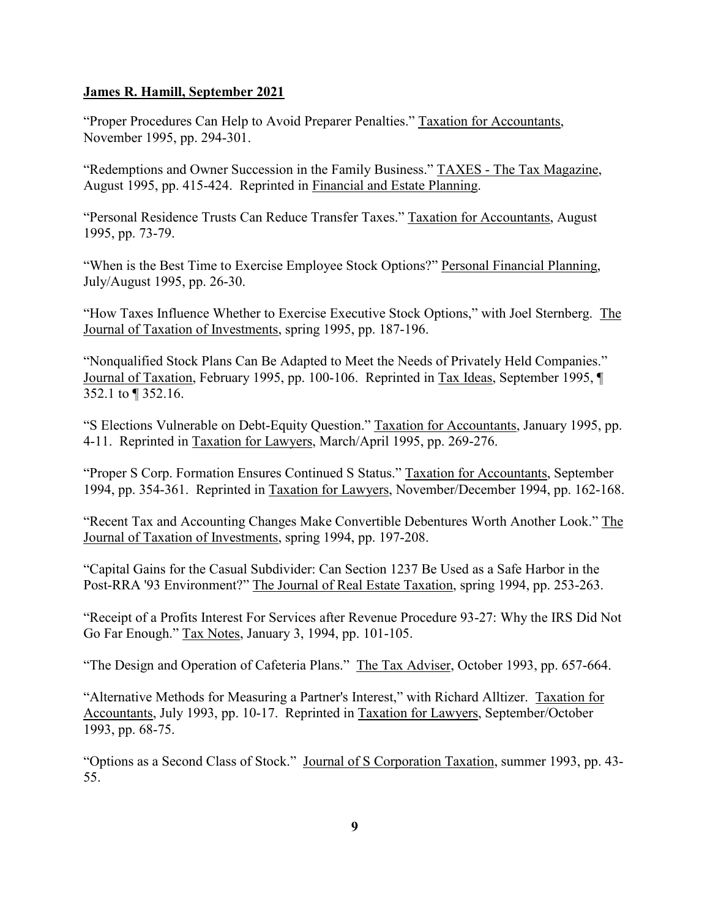**James R. Hamill, September 2021**

"Proper Procedures Can Help to Avoid Preparer Penalties." Taxation for Accountants, November 1995, pp. 294-301.

"Redemptions and Owner Succession in the Family Business." TAXES - The Tax Magazine, August 1995, pp. 415-424. Reprinted in Financial and Estate Planning.

"Personal Residence Trusts Can Reduce Transfer Taxes." Taxation for Accountants, August 1995, pp. 73-79.

"When is the Best Time to Exercise Employee Stock Options?" Personal Financial Planning, July/August 1995, pp. 26-30.

"How Taxes Influence Whether to Exercise Executive Stock Options," with Joel Sternberg. The Journal of Taxation of Investments, spring 1995, pp. 187-196.

"Nonqualified Stock Plans Can Be Adapted to Meet the Needs of Privately Held Companies." Journal of Taxation, February 1995, pp. 100-106. Reprinted in Tax Ideas, September 1995, ¶ 352.1 to ¶ 352.16.

"S Elections Vulnerable on Debt-Equity Question." Taxation for Accountants, January 1995, pp. 4-11. Reprinted in Taxation for Lawyers, March/April 1995, pp. 269-276.

"Proper S Corp. Formation Ensures Continued S Status." Taxation for Accountants, September 1994, pp. 354-361. Reprinted in Taxation for Lawyers, November/December 1994, pp. 162-168.

"Recent Tax and Accounting Changes Make Convertible Debentures Worth Another Look." The Journal of Taxation of Investments, spring 1994, pp. 197-208.

"Capital Gains for the Casual Subdivider: Can Section 1237 Be Used as a Safe Harbor in the Post-RRA '93 Environment?" The Journal of Real Estate Taxation, spring 1994, pp. 253-263.

"Receipt of a Profits Interest For Services after Revenue Procedure 93-27: Why the IRS Did Not Go Far Enough." Tax Notes, January 3, 1994, pp. 101-105.

"The Design and Operation of Cafeteria Plans." The Tax Adviser, October 1993, pp. 657-664.

"Alternative Methods for Measuring a Partner's Interest," with Richard Alltizer. Taxation for Accountants, July 1993, pp. 10-17. Reprinted in Taxation for Lawyers, September/October 1993, pp. 68-75.

"Options as a Second Class of Stock." Journal of S Corporation Taxation, summer 1993, pp. 43-55.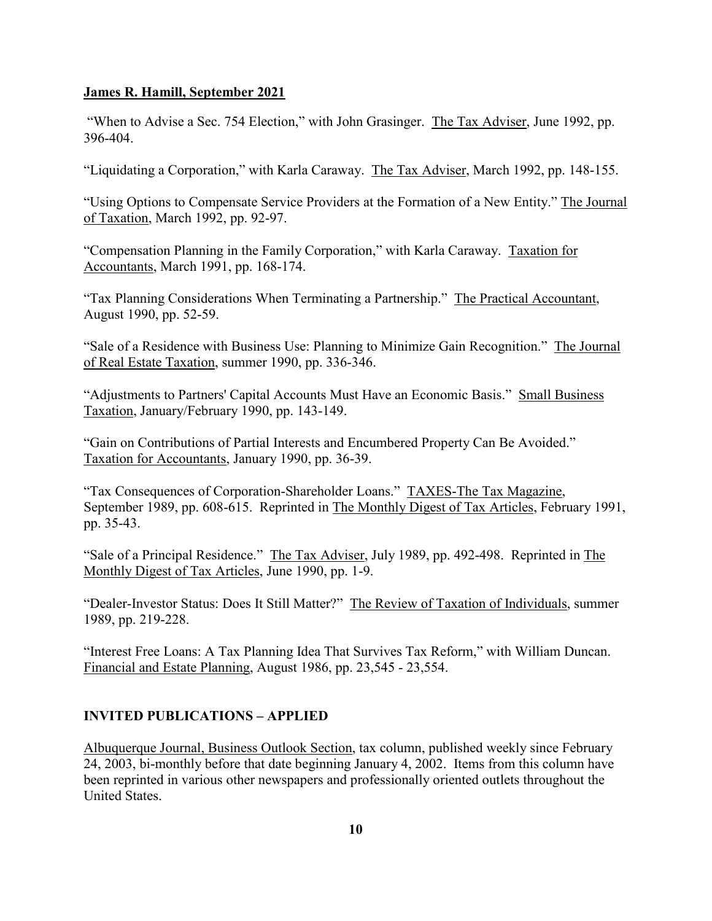"When to Advise a Sec. 754 Election," with John Grasinger. The Tax Adviser, June 1992, pp. 396-404.

"Liquidating a Corporation," with Karla Caraway. The Tax Adviser, March 1992, pp. 148-155.

"Using Options to Compensate Service Providers at the Formation of a New Entity." The Journal of Taxation, March 1992, pp. 92-97.

"Compensation Planning in the Family Corporation," with Karla Caraway. Taxation for Accountants, March 1991, pp. 168-174.

"Tax Planning Considerations When Terminating a Partnership." The Practical Accountant, August 1990, pp. 52-59.

"Sale of a Residence with Business Use: Planning to Minimize Gain Recognition." The Journal of Real Estate Taxation, summer 1990, pp. 336-346.

"Adjustments to Partners' Capital Accounts Must Have an Economic Basis." Small Business Taxation, January/February 1990, pp. 143-149.

"Gain on Contributions of Partial Interests and Encumbered Property Can Be Avoided." Taxation for Accountants, January 1990, pp. 36-39.

"Tax Consequences of Corporation-Shareholder Loans." TAXES-The Tax Magazine, September 1989, pp. 608-615. Reprinted in The Monthly Digest of Tax Articles, February 1991, pp. 35-43.

"Sale of a Principal Residence." The Tax Adviser, July 1989, pp. 492-498. Reprinted in The Monthly Digest of Tax Articles, June 1990, pp. 1-9.

"Dealer-Investor Status: Does It Still Matter?" The Review of Taxation of Individuals, summer 1989, pp. 219-228.

"Interest Free Loans: A Tax Planning Idea That Survives Tax Reform," with William Duncan. Financial and Estate Planning, August 1986, pp. 23,545 - 23,554.

## INVITED PUBLICATIONS – APPLIED

Albuquerque Journal, Business Outlook Section, tax column, published weekly since February 24, 2003, bi-monthly before that date beginning January 4, 2002. Items from this column have been reprinted in various other newspapers and professionally oriented outlets throughout the United States.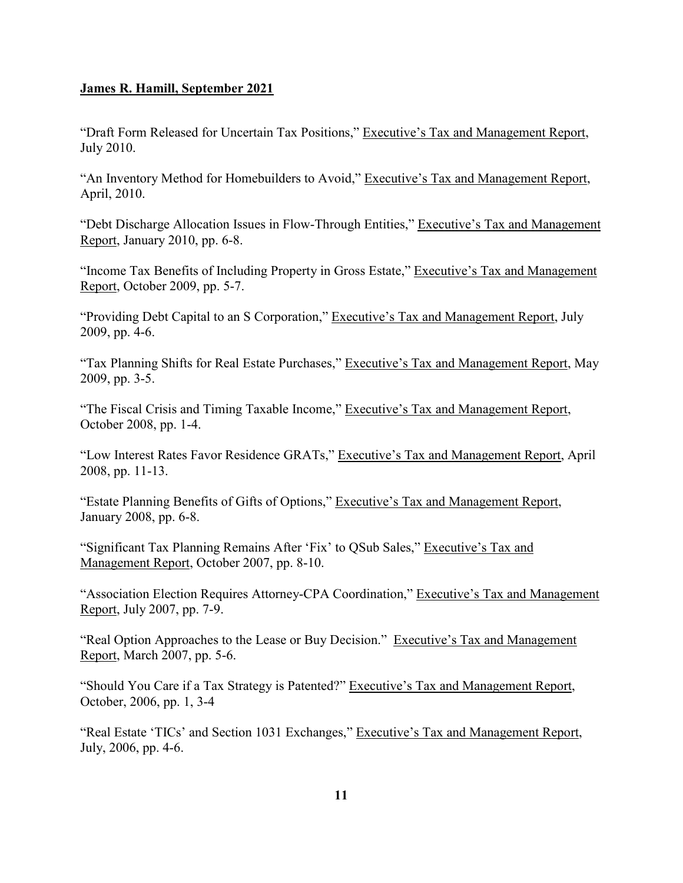**James R. Hamill, September 2021**

"Draft Form Released for Uncertain Tax Positions," Executive's Tax and Management Report, July 2010.

"An Inventory Method for Homebuilders to Avoid," Executive's Tax and Management Report, April, 2010.

"Debt Discharge Allocation Issues in Flow-Through Entities," Executive's Tax and Management Report, January 2010, pp. 6-8.

"Income Tax Benefits of Including Property in Gross Estate," Executive's Tax and Management Report, October 2009, pp. 5-7.

"Providing Debt Capital to an S Corporation," Executive's Tax and Management Report, July 2009, pp. 4-6.

"Tax Planning Shifts for Real Estate Purchases," Executive's Tax and Management Report, May 2009, pp. 3-5.

"The Fiscal Crisis and Timing Taxable Income," Executive's Tax and Management Report, October 2008, pp. 1-4.

"Low Interest Rates Favor Residence GRATs," Executive's Tax and Management Report, April 2008, pp. 11-13.

"Estate Planning Benefits of Gifts of Options," Executive's Tax and Management Report, January 2008, pp. 6-8.

"Significant Tax Planning Remains After 'Fix' to QSub Sales," Executive's Tax and Management Report, October 2007, pp. 8-10.

"Association Election Requires Attorney-CPA Coordination," Executive's Tax and Management Report, July 2007, pp. 7-9.

"Real Option Approaches to the Lease or Buy Decision." Executive's Tax and Management Report, March 2007, pp. 5-6.

"Should You Care if a Tax Strategy is Patented?" Executive's Tax and Management Report, October, 2006, pp. 1, 3-4

"Real Estate 'TICs' and Section 1031 Exchanges," Executive's Tax and Management Report, July, 2006, pp. 4-6.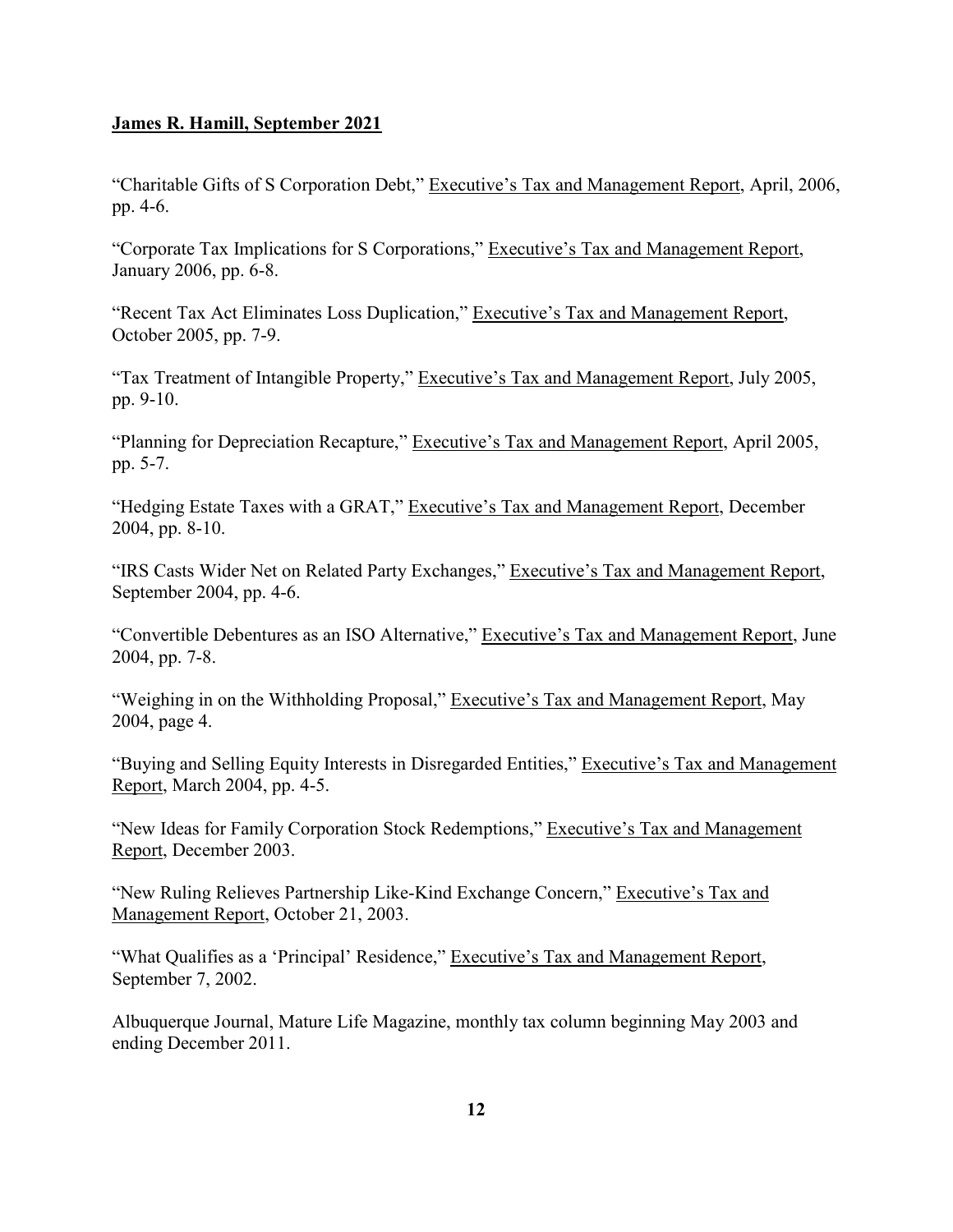"Charitable Gifts of S Corporation Debt," Executive's Tax and Management Report, April, 2006, pp. 4-6.

"Corporate Tax Implications for S Corporations," Executive's Tax and Management Report, January 2006, pp. 6-8.

"Recent Tax Act Eliminates Loss Duplication," Executive's Tax and Management Report, October 2005, pp. 7-9.

"Tax Treatment of Intangible Property," Executive's Tax and Management Report, July 2005, pp. 9-10.

"Planning for Depreciation Recapture," Executive's Tax and Management Report, April 2005, pp. 5-7.

"Hedging Estate Taxes with a GRAT," Executive's Tax and Management Report, December 2004, pp. 8-10.

"IRS Casts Wider Net on Related Party Exchanges," Executive's Tax and Management Report, September 2004, pp. 4-6.

"Convertible Debentures as an ISO Alternative," Executive's Tax and Management Report, June 2004, pp. 7-8.

"Weighing in on the Withholding Proposal," Executive's Tax and Management Report, May 2004, page 4.

"Buying and Selling Equity Interests in Disregarded Entities," Executive's Tax and Management Report, March 2004, pp. 4-5.

"New Ideas for Family Corporation Stock Redemptions," Executive's Tax and Management Report, December 2003.

"New Ruling Relieves Partnership Like-Kind Exchange Concern," Executive's Tax and Management Report, October 21, 2003.

"What Qualifies as a 'Principal' Residence," Executive's Tax and Management Report, September 7, 2002.

Albuquerque Journal, Mature Life Magazine, monthly tax column beginning May 2003 and ending December 2011.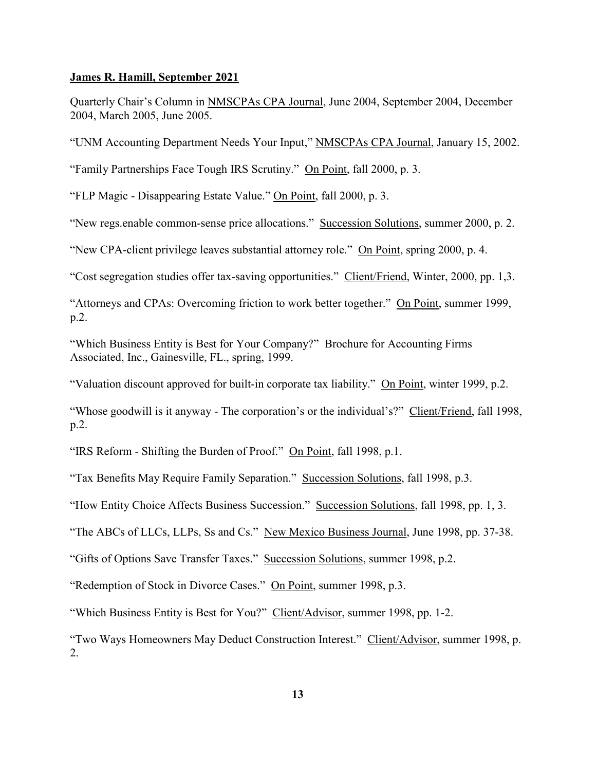Quarterly Chair's Column in NMSCPAs CPA Journal, June 2004, September 2004, December 2004, March 2005, June 2005.

"UNM Accounting Department Needs Your Input," NMSCPAs CPA Journal, January 15, 2002.

"Family Partnerships Face Tough IRS Scrutiny." On Point, fall 2000, p. 3.

"FLP Magic - Disappearing Estate Value." On Point, fall 2000, p. 3.

"New regs.enable common-sense price allocations." Succession Solutions, summer 2000, p. 2.

"New CPA-client privilege leaves substantial attorney role." On Point, spring 2000, p. 4.

"Cost segregation studies offer tax-saving opportunities." Client/Friend, Winter, 2000, pp. 1,3.

"Attorneys and CPAs: Overcoming friction to work better together." On Point, summer 1999, p.2.

"Which Business Entity is Best for Your Company?" Brochure for Accounting Firms Associated, Inc., Gainesville, FL., spring, 1999.

"Valuation discount approved for built-in corporate tax liability." On Point, winter 1999, p.2.

"Whose goodwill is it anyway - The corporation's or the individual's?" Client/Friend, fall 1998, p.2.

"IRS Reform - Shifting the Burden of Proof." On Point, fall 1998, p.1.

"Tax Benefits May Require Family Separation." Succession Solutions, fall 1998, p.3.

"How Entity Choice Affects Business Succession." Succession Solutions, fall 1998, pp. 1, 3.

"The ABCs of LLCs, LLPs, Ss and Cs." New Mexico Business Journal, June 1998, pp. 37-38.

"Gifts of Options Save Transfer Taxes." Succession Solutions, summer 1998, p.2.

"Redemption of Stock in Divorce Cases." On Point, summer 1998, p.3.

"Which Business Entity is Best for You?" Client/Advisor, summer 1998, pp. 1-2.

"Two Ways Homeowners May Deduct Construction Interest." Client/Advisor, summer 1998, p. 2.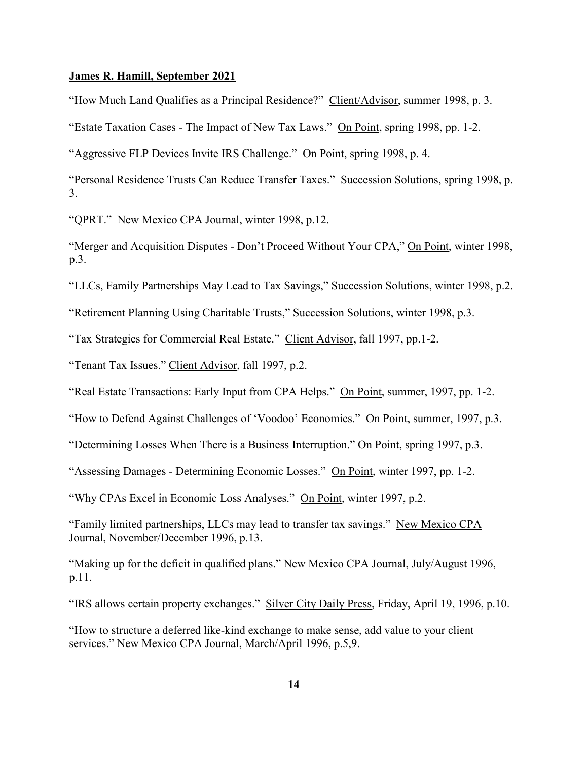**James R. Hamill, September 2021**

"How Much Land Qualifies as a Principal Residence?" Client/Advisor, summer 1998, p. 3.

"Estate Taxation Cases - The Impact of New Tax Laws." On Point, spring 1998, pp. 1-2.

"Aggressive FLP Devices Invite IRS Challenge." On Point, spring 1998, p. 4.

"Personal Residence Trusts Can Reduce Transfer Taxes." Succession Solutions, spring 1998, p. 3.

"QPRT." New Mexico CPA Journal, winter 1998, p.12.

"Merger and Acquisition Disputes - Don't Proceed Without Your CPA," On Point, winter 1998, p.3.

"LLCs, Family Partnerships May Lead to Tax Savings," Succession Solutions, winter 1998, p.2.

"Retirement Planning Using Charitable Trusts," Succession Solutions, winter 1998, p.3.

"Tax Strategies for Commercial Real Estate." Client Advisor, fall 1997, pp.1-2.

"Tenant Tax Issues." Client Advisor, fall 1997, p.2.

"Real Estate Transactions: Early Input from CPA Helps." On Point, summer, 1997, pp. 1-2.

"How to Defend Against Challenges of 'Voodoo' Economics." On Point, summer, 1997, p.3.

"Determining Losses When There is a Business Interruption." On Point, spring 1997, p.3.

"Assessing Damages - Determining Economic Losses." On Point, winter 1997, pp. 1-2.

"Why CPAs Excel in Economic Loss Analyses." On Point, winter 1997, p.2.

"Family limited partnerships, LLCs may lead to transfer tax savings." New Mexico CPA Journal, November/December 1996, p.13.

"Making up for the deficit in qualified plans." New Mexico CPA Journal, July/August 1996, p.11.

"IRS allows certain property exchanges." Silver City Daily Press, Friday, April 19, 1996, p.10.

"How to structure a deferred like-kind exchange to make sense, add value to your client services." New Mexico CPA Journal, March/April 1996, p.5,9.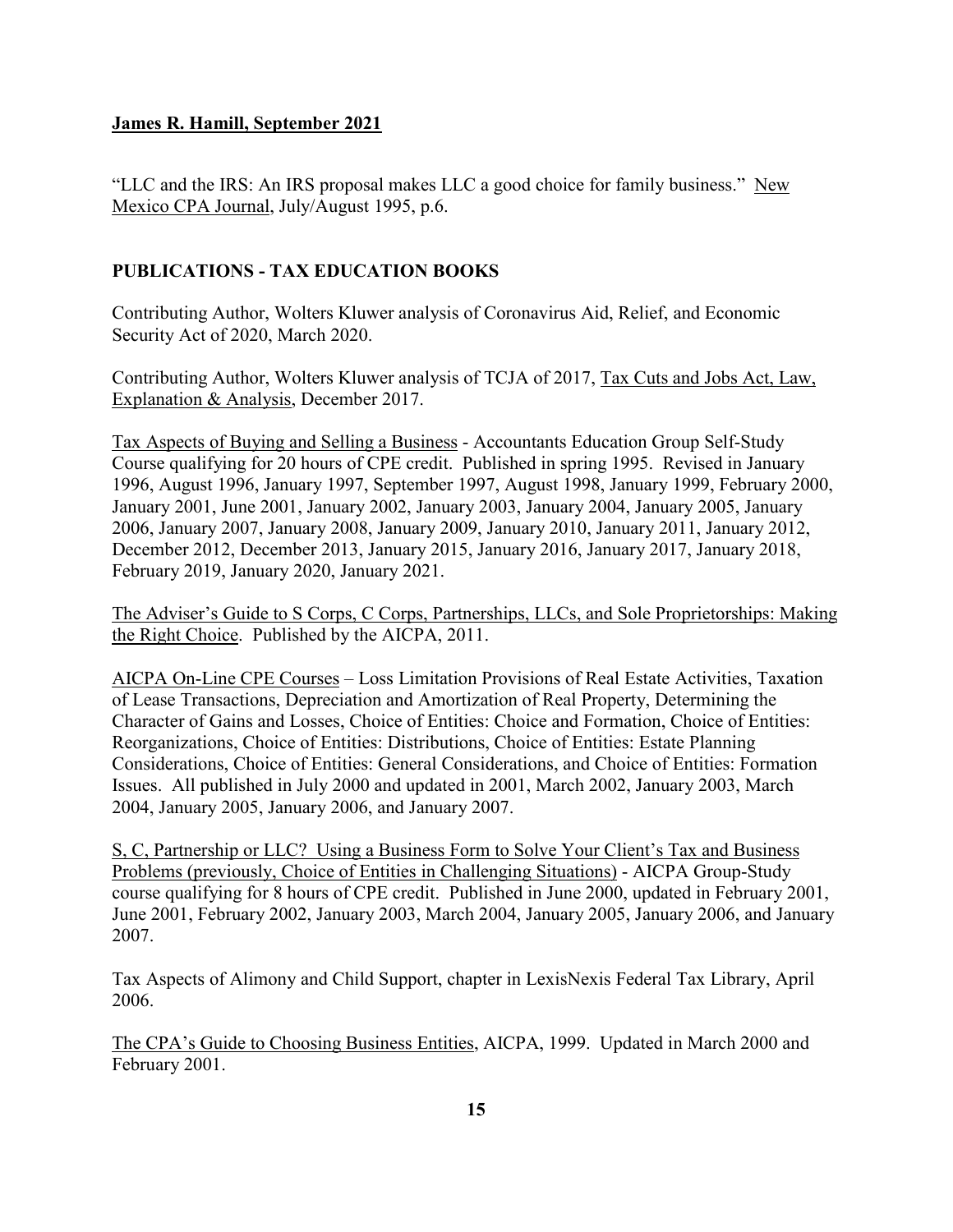**James R. Hamill, September 2021**

"LLC and the IRS: An IRS proposal makes LLC a good choice for family business." New Mexico CPA Journal, July/August 1995, p.6.

## PUBLICATIONS - TAX EDUCATION BOOKS

Contributing Author, Wolters Kluwer analysis of Coronavirus Aid, Relief, and Economic Security Act of 2020, March 2020.

Contributing Author, Wolters Kluwer analysis of TCJA of 2017, Tax Cuts and Jobs Act, Law, Explanation & Analysis, December 2017.

Tax Aspects of Buying and Selling a Business - Accountants Education Group Self-Study Course qualifying for 20 hours of CPE credit. Published in spring 1995. Revised in January 1996, August 1996, January 1997, September 1997, August 1998, January 1999, February 2000, January 2001, June 2001, January 2002, January 2003, January 2004, January 2005, January 2006, January 2007, January 2008, January 2009, January 2010, January 2011, January 2012, December 2012, December 2013, January 2015, January 2016, January 2017, January 2018, February 2019, January 2020, January 2021.

The Adviser's Guide to S Corps, C Corps, Partnerships, LLCs, and Sole Proprietorships: Making the Right Choice. Published by the AICPA, 2011.

AICPA On-Line CPE Courses – Loss Limitation Provisions of Real Estate Activities, Taxation of Lease Transactions, Depreciation and Amortization of Real Property, Determining the Character of Gains and Losses, Choice of Entities: Choice and Formation, Choice of Entities: Reorganizations, Choice of Entities: Distributions, Choice of Entities: Estate Planning Considerations, Choice of Entities: General Considerations, and Choice of Entities: Formation Issues. All published in July 2000 and updated in 2001, March 2002, January 2003, March 2004, January 2005, January 2006, and January 2007.

S, C, Partnership or LLC? Using a Business Form to Solve Your Client's Tax and Business Problems (previously, Choice of Entities in Challenging Situations) - AICPA Group-Study course qualifying for 8 hours of CPE credit. Published in June 2000, updated in February 2001, June 2001, February 2002, January 2003, March 2004, January 2005, January 2006, and January 2007.

Tax Aspects of Alimony and Child Support, chapter in LexisNexis Federal Tax Library, April 2006.

The CPA's Guide to Choosing Business Entities, AICPA, 1999. Updated in March 2000 and February 2001.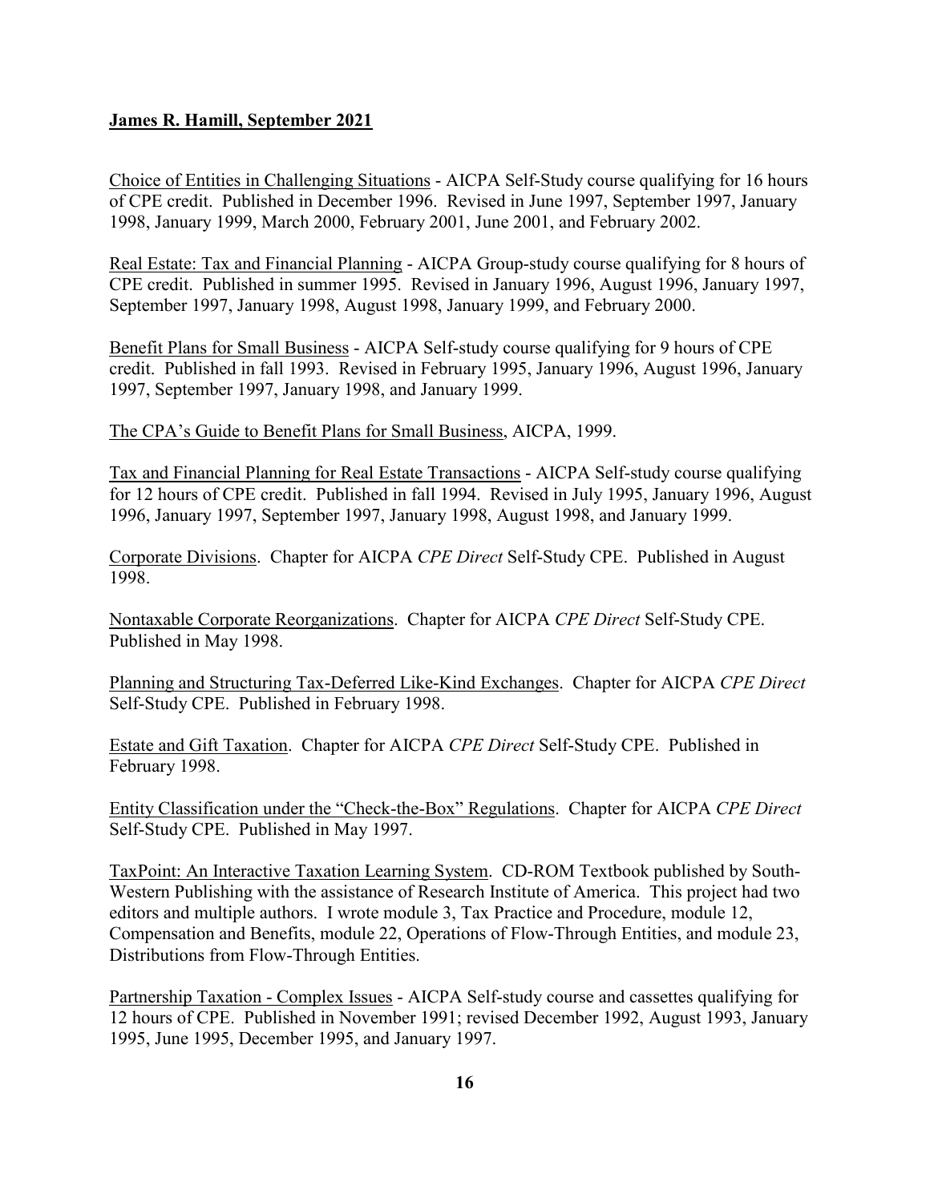**James R. Hamill, September 2021**

Choice of Entities in Challenging Situations - AICPA Self-Study course qualifying for 16 hours of CPE credit. Published in December 1996. Revised in June 1997, September 1997, January 1998, January 1999, March 2000, February 2001, June 2001, and February 2002.

Real Estate: Tax and Financial Planning - AICPA Group-study course qualifying for 8 hours of CPE credit. Published in summer 1995. Revised in January 1996, August 1996, January 1997, September 1997, January 1998, August 1998, January 1999, and February 2000.

Benefit Plans for Small Business - AICPA Self-study course qualifying for 9 hours of CPE credit. Published in fall 1993. Revised in February 1995, January 1996, August 1996, January 1997, September 1997, January 1998, and January 1999.

The CPA's Guide to Benefit Plans for Small Business, AICPA, 1999.

Tax and Financial Planning for Real Estate Transactions - AICPA Self-study course qualifying for 12 hours of CPE credit. Published in fall 1994. Revised in July 1995, January 1996, August 1996, January 1997, September 1997, January 1998, August 1998, and January 1999.

Corporate Divisions. Chapter for AICPA *CPE Direct* Self-Study CPE. Published in August 1998.

Nontaxable Corporate Reorganizations. Chapter for AICPA *CPE Direct* Self-Study CPE. Published in May 1998.

Planning and Structuring Tax-Deferred Like-Kind Exchanges. Chapter for AICPA *CPE Direct* Self-Study CPE. Published in February 1998.

Estate and Gift Taxation. Chapter for AICPA *CPE Direct* Self-Study CPE. Published in February 1998.

Entity Classification under the "Check-the-Box" Regulations. Chapter for AICPA *CPE Direct* Self-Study CPE. Published in May 1997.

TaxPoint: An Interactive Taxation Learning System. CD-ROM Textbook published by South-Western Publishing with the assistance of Research Institute of America. This project had two editors and multiple authors. I wrote module 3, Tax Practice and Procedure, module 12, Compensation and Benefits, module 22, Operations of Flow-Through Entities, and module 23, Distributions from Flow-Through Entities.

Partnership Taxation - Complex Issues - AICPA Self-study course and cassettes qualifying for 12 hours of CPE. Published in November 1991; revised December 1992, August 1993, January 1995, June 1995, December 1995, and January 1997.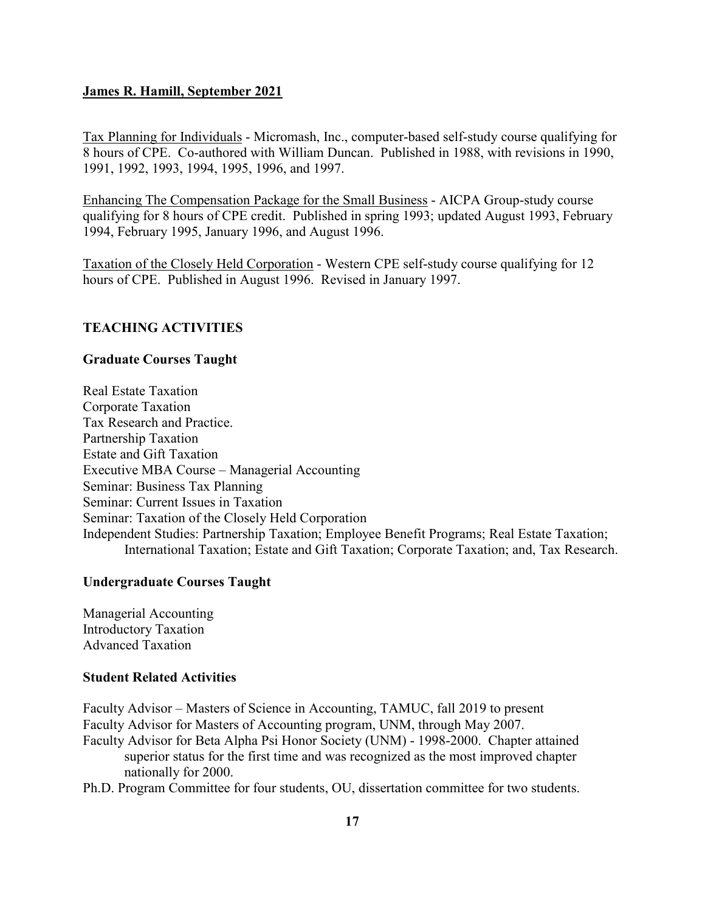**James R. Hamill, September 2021**

Tax Planning for Individuals - Micromash, Inc., computer-based self-study course qualifying for 8 hours of CPE. Co-authored with William Duncan. Published in 1988, with revisions in 1990, 1991, 1992, 1993, 1994, 1995, 1996, and 1997.

Enhancing The Compensation Package for the Small Business - AICPA Group-study course qualifying for 8 hours of CPE credit. Published in spring 1993; updated August 1993, February 1994, February 1995, January 1996, and August 1996.

Taxation of the Closely Held Corporation - Western CPE self-study course qualifying for 12 hours of CPE. Published in August 1996. Revised in January 1997.

## TEACHING ACTIVITIES

### Graduate Courses Taught

Real Estate Taxation
Corporate Taxation
Tax Research and Practice.
Partnership Taxation
Estate and Gift Taxation
Executive MBA Course – Managerial Accounting
Seminar: Business Tax Planning
Seminar: Current Issues in Taxation
Seminar: Taxation of the Closely Held Corporation
Independent Studies: Partnership Taxation; Employee Benefit Programs; Real Estate Taxation; International Taxation; Estate and Gift Taxation; Corporate Taxation; and, Tax Research.

### Undergraduate Courses Taught

Managerial Accounting
Introductory Taxation
Advanced Taxation

### Student Related Activities

Faculty Advisor – Masters of Science in Accounting, TAMUC, fall 2019 to present
Faculty Advisor for Masters of Accounting program, UNM, through May 2007.
Faculty Advisor for Beta Alpha Psi Honor Society (UNM) - 1998-2000. Chapter attained superior status for the first time and was recognized as the most improved chapter nationally for 2000.
Ph.D. Program Committee for four students, OU, dissertation committee for two students.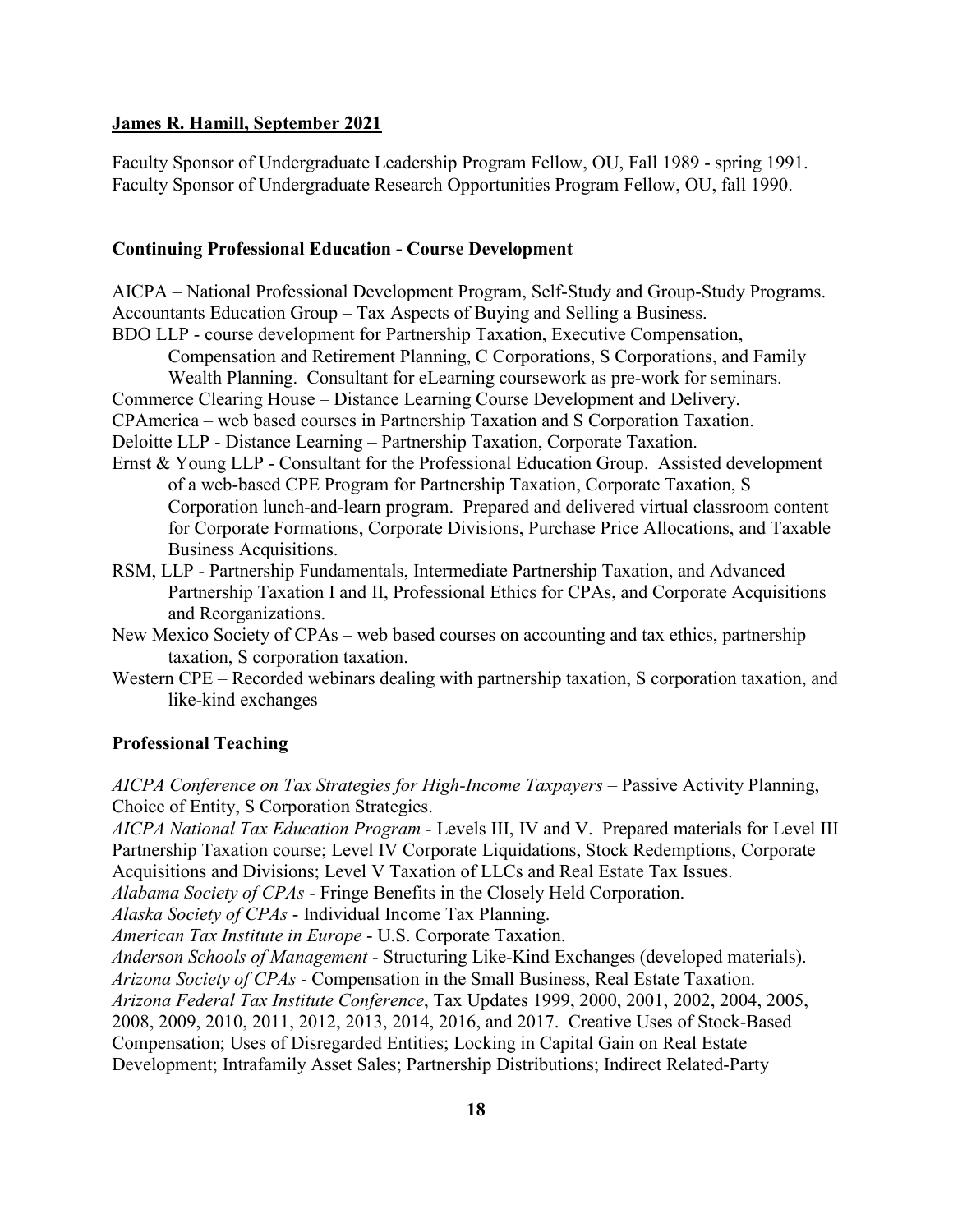Faculty Sponsor of Undergraduate Leadership Program Fellow, OU, Fall 1989 - spring 1991.
Faculty Sponsor of Undergraduate Research Opportunities Program Fellow, OU, fall 1990.

### Continuing Professional Education - Course Development

AICPA – National Professional Development Program, Self-Study and Group-Study Programs.
Accountants Education Group – Tax Aspects of Buying and Selling a Business.
BDO LLP - course development for Partnership Taxation, Executive Compensation, Compensation and Retirement Planning, C Corporations, S Corporations, and Family Wealth Planning. Consultant for eLearning coursework as pre-work for seminars.
Commerce Clearing House – Distance Learning Course Development and Delivery.
CPAmerica – web based courses in Partnership Taxation and S Corporation Taxation.
Deloitte LLP - Distance Learning – Partnership Taxation, Corporate Taxation.
Ernst & Young LLP - Consultant for the Professional Education Group. Assisted development of a web-based CPE Program for Partnership Taxation, Corporate Taxation, S Corporation lunch-and-learn program. Prepared and delivered virtual classroom content for Corporate Formations, Corporate Divisions, Purchase Price Allocations, and Taxable Business Acquisitions.
RSM, LLP - Partnership Fundamentals, Intermediate Partnership Taxation, and Advanced Partnership Taxation I and II, Professional Ethics for CPAs, and Corporate Acquisitions and Reorganizations.
New Mexico Society of CPAs – web based courses on accounting and tax ethics, partnership taxation, S corporation taxation.
Western CPE – Recorded webinars dealing with partnership taxation, S corporation taxation, and like-kind exchanges

### Professional Teaching

*AICPA Conference on Tax Strategies for High-Income Taxpayers* – Passive Activity Planning, Choice of Entity, S Corporation Strategies.
*AICPA National Tax Education Program* - Levels III, IV and V. Prepared materials for Level III Partnership Taxation course; Level IV Corporate Liquidations, Stock Redemptions, Corporate Acquisitions and Divisions; Level V Taxation of LLCs and Real Estate Tax Issues.
*Alabama Society of CPAs* - Fringe Benefits in the Closely Held Corporation.
*Alaska Society of CPAs* - Individual Income Tax Planning.
*American Tax Institute in Europe* - U.S. Corporate Taxation.
*Anderson Schools of Management* - Structuring Like-Kind Exchanges (developed materials).
*Arizona Society of CPAs* - Compensation in the Small Business, Real Estate Taxation.
*Arizona Federal Tax Institute Conference*, Tax Updates 1999, 2000, 2001, 2002, 2004, 2005, 2008, 2009, 2010, 2011, 2012, 2013, 2014, 2016, and 2017. Creative Uses of Stock-Based Compensation; Uses of Disregarded Entities; Locking in Capital Gain on Real Estate Development; Intrafamily Asset Sales; Partnership Distributions; Indirect Related-Party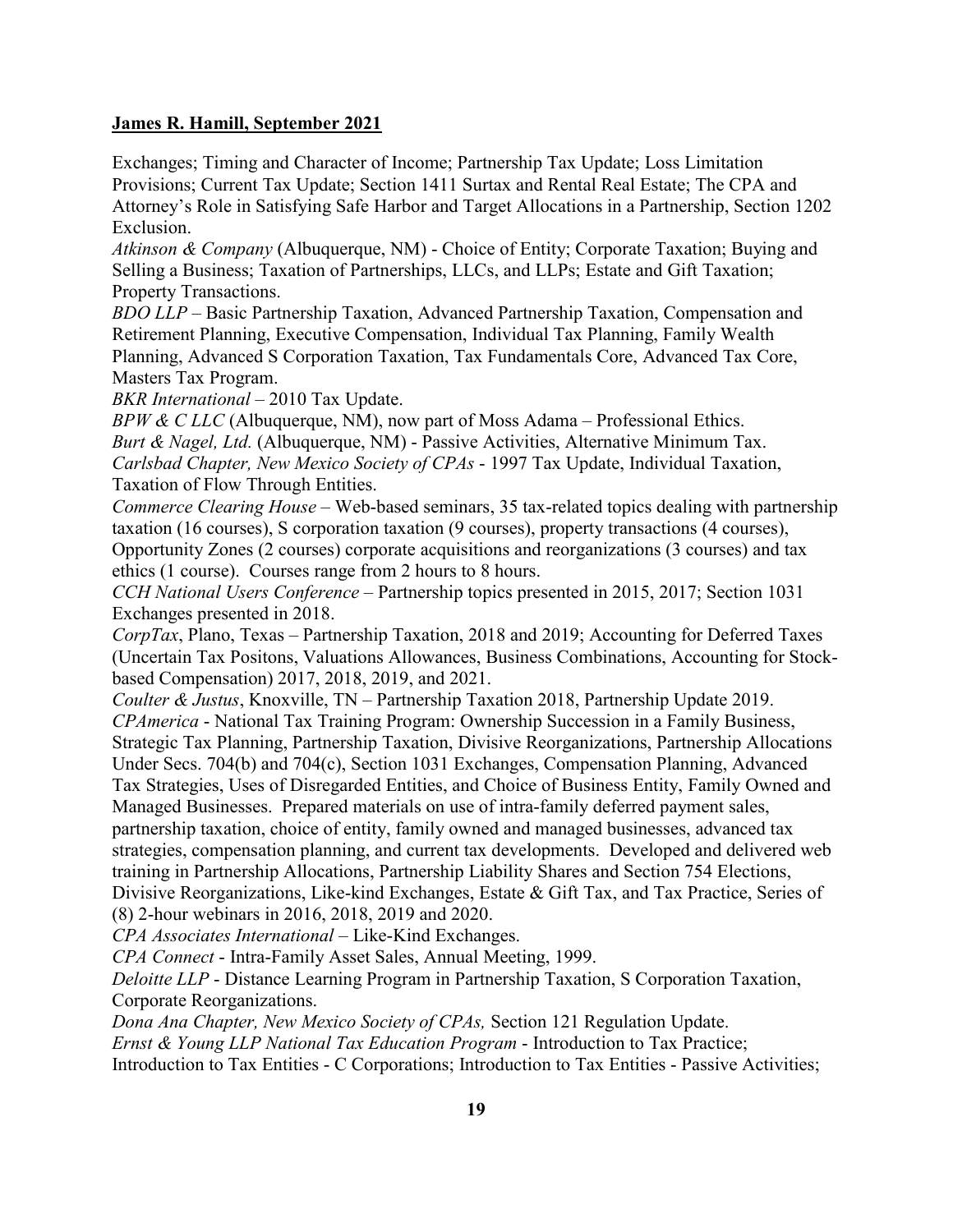**James R. Hamill, September 2021**

Exchanges; Timing and Character of Income; Partnership Tax Update; Loss Limitation Provisions; Current Tax Update; Section 1411 Surtax and Rental Real Estate; The CPA and Attorney's Role in Satisfying Safe Harbor and Target Allocations in a Partnership, Section 1202 Exclusion.

*Atkinson & Company* (Albuquerque, NM) - Choice of Entity; Corporate Taxation; Buying and Selling a Business; Taxation of Partnerships, LLCs, and LLPs; Estate and Gift Taxation; Property Transactions.

*BDO LLP* – Basic Partnership Taxation, Advanced Partnership Taxation, Compensation and Retirement Planning, Executive Compensation, Individual Tax Planning, Family Wealth Planning, Advanced S Corporation Taxation, Tax Fundamentals Core, Advanced Tax Core, Masters Tax Program.

*BKR International* – 2010 Tax Update.

*BPW & C LLC* (Albuquerque, NM), now part of Moss Adama – Professional Ethics.

*Burt & Nagel, Ltd.* (Albuquerque, NM) - Passive Activities, Alternative Minimum Tax.

*Carlsbad Chapter, New Mexico Society of CPAs* - 1997 Tax Update, Individual Taxation, Taxation of Flow Through Entities.

*Commerce Clearing House* – Web-based seminars, 35 tax-related topics dealing with partnership taxation (16 courses), S corporation taxation (9 courses), property transactions (4 courses), Opportunity Zones (2 courses) corporate acquisitions and reorganizations (3 courses) and tax ethics (1 course). Courses range from 2 hours to 8 hours.

*CCH National Users Conference* – Partnership topics presented in 2015, 2017; Section 1031 Exchanges presented in 2018.

*CorpTax*, Plano, Texas – Partnership Taxation, 2018 and 2019; Accounting for Deferred Taxes (Uncertain Tax Positons, Valuations Allowances, Business Combinations, Accounting for Stock-based Compensation) 2017, 2018, 2019, and 2021.

*Coulter & Justus*, Knoxville, TN – Partnership Taxation 2018, Partnership Update 2019.

*CPAmerica* - National Tax Training Program: Ownership Succession in a Family Business, Strategic Tax Planning, Partnership Taxation, Divisive Reorganizations, Partnership Allocations Under Secs. 704(b) and 704(c), Section 1031 Exchanges, Compensation Planning, Advanced Tax Strategies, Uses of Disregarded Entities, and Choice of Business Entity, Family Owned and Managed Businesses. Prepared materials on use of intra-family deferred payment sales, partnership taxation, choice of entity, family owned and managed businesses, advanced tax strategies, compensation planning, and current tax developments. Developed and delivered web training in Partnership Allocations, Partnership Liability Shares and Section 754 Elections, Divisive Reorganizations, Like-kind Exchanges, Estate & Gift Tax, and Tax Practice, Series of (8) 2-hour webinars in 2016, 2018, 2019 and 2020.

*CPA Associates International* – Like-Kind Exchanges.

*CPA Connect* - Intra-Family Asset Sales, Annual Meeting, 1999.

*Deloitte LLP* - Distance Learning Program in Partnership Taxation, S Corporation Taxation, Corporate Reorganizations.

*Dona Ana Chapter, New Mexico Society of CPAs,* Section 121 Regulation Update.

*Ernst & Young LLP National Tax Education Program* - Introduction to Tax Practice; Introduction to Tax Entities - C Corporations; Introduction to Tax Entities - Passive Activities;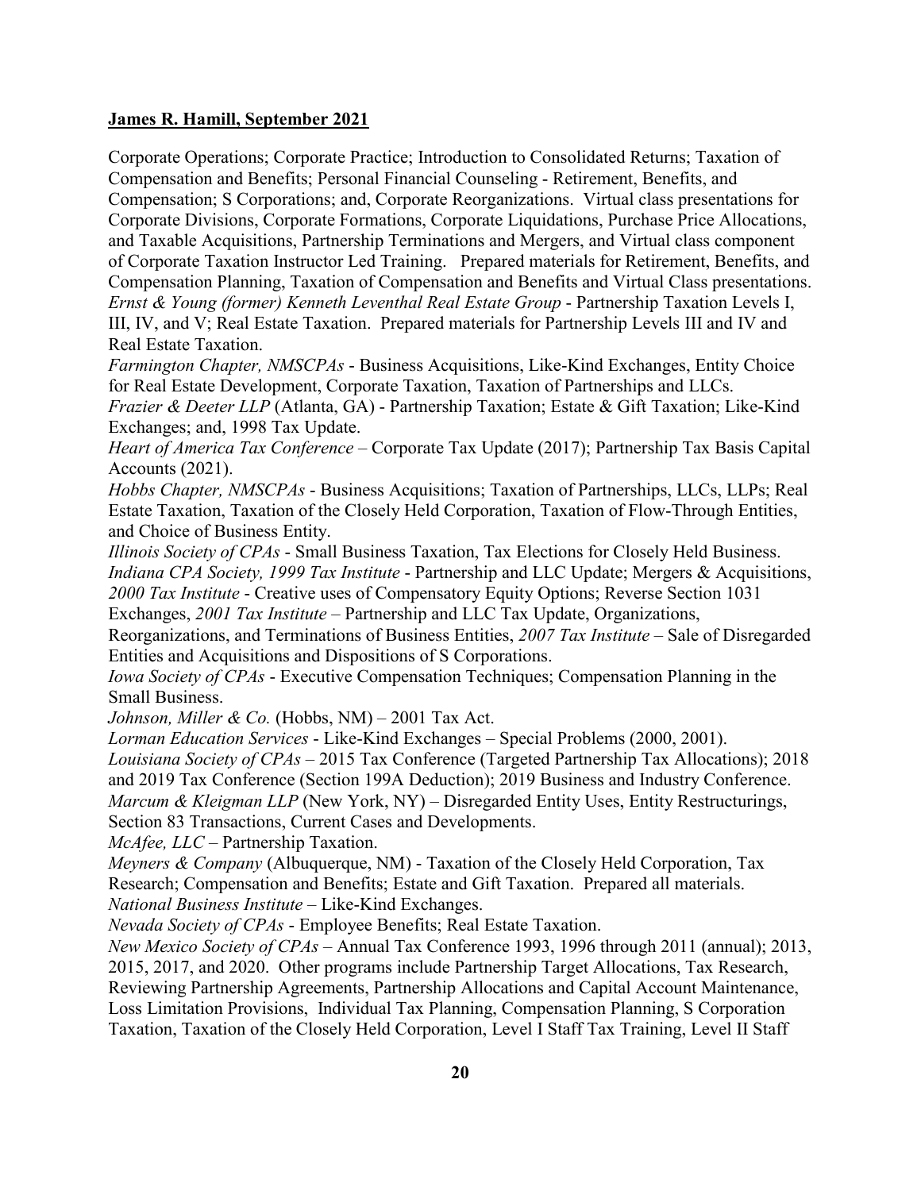**James R. Hamill, September 2021**

Corporate Operations; Corporate Practice; Introduction to Consolidated Returns; Taxation of Compensation and Benefits; Personal Financial Counseling - Retirement, Benefits, and Compensation; S Corporations; and, Corporate Reorganizations. Virtual class presentations for Corporate Divisions, Corporate Formations, Corporate Liquidations, Purchase Price Allocations, and Taxable Acquisitions, Partnership Terminations and Mergers, and Virtual class component of Corporate Taxation Instructor Led Training. Prepared materials for Retirement, Benefits, and Compensation Planning, Taxation of Compensation and Benefits and Virtual Class presentations.

*Ernst & Young (former) Kenneth Leventhal Real Estate Group* - Partnership Taxation Levels I, III, IV, and V; Real Estate Taxation. Prepared materials for Partnership Levels III and IV and Real Estate Taxation.

*Farmington Chapter, NMSCPAs* - Business Acquisitions, Like-Kind Exchanges, Entity Choice for Real Estate Development, Corporate Taxation, Taxation of Partnerships and LLCs.

*Frazier & Deeter LLP* (Atlanta, GA) - Partnership Taxation; Estate & Gift Taxation; Like-Kind Exchanges; and, 1998 Tax Update.

*Heart of America Tax Conference* – Corporate Tax Update (2017); Partnership Tax Basis Capital Accounts (2021).

*Hobbs Chapter, NMSCPAs* - Business Acquisitions; Taxation of Partnerships, LLCs, LLPs; Real Estate Taxation, Taxation of the Closely Held Corporation, Taxation of Flow-Through Entities, and Choice of Business Entity.

*Illinois Society of CPAs* - Small Business Taxation, Tax Elections for Closely Held Business.

*Indiana CPA Society, 1999 Tax Institute* - Partnership and LLC Update; Mergers & Acquisitions, *2000 Tax Institute* - Creative uses of Compensatory Equity Options; Reverse Section 1031 Exchanges, *2001 Tax Institute* – Partnership and LLC Tax Update, Organizations, Reorganizations, and Terminations of Business Entities, *2007 Tax Institute* – Sale of Disregarded Entities and Acquisitions and Dispositions of S Corporations.

*Iowa Society of CPAs* - Executive Compensation Techniques; Compensation Planning in the Small Business.

*Johnson, Miller & Co.* (Hobbs, NM) – 2001 Tax Act.

*Lorman Education Services* - Like-Kind Exchanges – Special Problems (2000, 2001).

*Louisiana Society of CPAs* – 2015 Tax Conference (Targeted Partnership Tax Allocations); 2018 and 2019 Tax Conference (Section 199A Deduction); 2019 Business and Industry Conference.

*Marcum & Kleigman LLP* (New York, NY) – Disregarded Entity Uses, Entity Restructurings, Section 83 Transactions, Current Cases and Developments.

*McAfee, LLC* – Partnership Taxation.

*Meyners & Company* (Albuquerque, NM) - Taxation of the Closely Held Corporation, Tax Research; Compensation and Benefits; Estate and Gift Taxation. Prepared all materials.

*National Business Institute* – Like-Kind Exchanges.

*Nevada Society of CPAs* - Employee Benefits; Real Estate Taxation.

*New Mexico Society of CPAs* – Annual Tax Conference 1993, 1996 through 2011 (annual); 2013, 2015, 2017, and 2020. Other programs include Partnership Target Allocations, Tax Research, Reviewing Partnership Agreements, Partnership Allocations and Capital Account Maintenance, Loss Limitation Provisions, Individual Tax Planning, Compensation Planning, S Corporation Taxation, Taxation of the Closely Held Corporation, Level I Staff Tax Training, Level II Staff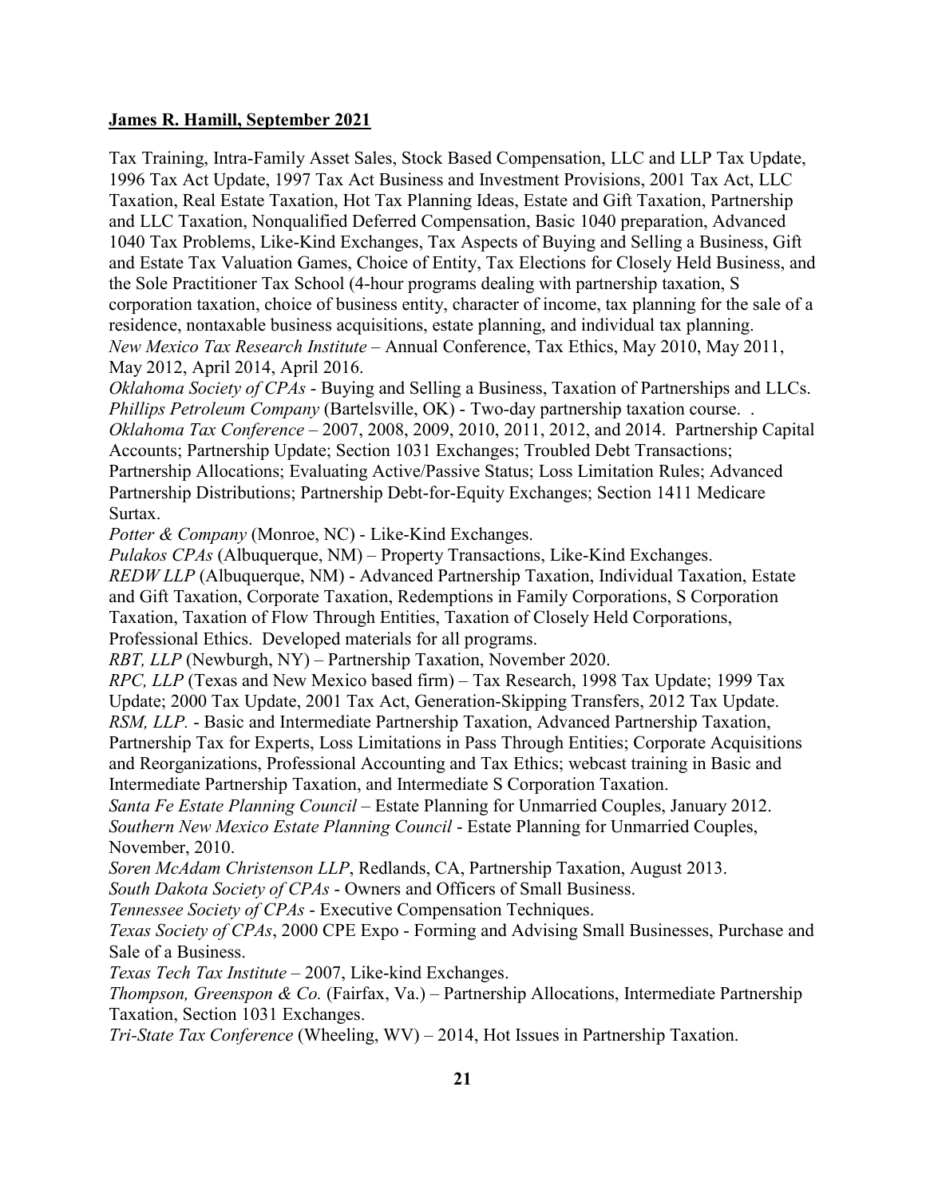**James R. Hamill, September 2021**

Tax Training, Intra-Family Asset Sales, Stock Based Compensation, LLC and LLP Tax Update, 1996 Tax Act Update, 1997 Tax Act Business and Investment Provisions, 2001 Tax Act, LLC Taxation, Real Estate Taxation, Hot Tax Planning Ideas, Estate and Gift Taxation, Partnership and LLC Taxation, Nonqualified Deferred Compensation, Basic 1040 preparation, Advanced 1040 Tax Problems, Like-Kind Exchanges, Tax Aspects of Buying and Selling a Business, Gift and Estate Tax Valuation Games, Choice of Entity, Tax Elections for Closely Held Business, and the Sole Practitioner Tax School (4-hour programs dealing with partnership taxation, S corporation taxation, choice of business entity, character of income, tax planning for the sale of a residence, nontaxable business acquisitions, estate planning, and individual tax planning.
*New Mexico Tax Research Institute* – Annual Conference, Tax Ethics, May 2010, May 2011, May 2012, April 2014, April 2016.
*Oklahoma Society of CPAs* - Buying and Selling a Business, Taxation of Partnerships and LLCs.
*Phillips Petroleum Company* (Bartelsville, OK) - Two-day partnership taxation course. .
*Oklahoma Tax Conference* – 2007, 2008, 2009, 2010, 2011, 2012, and 2014. Partnership Capital Accounts; Partnership Update; Section 1031 Exchanges; Troubled Debt Transactions; Partnership Allocations; Evaluating Active/Passive Status; Loss Limitation Rules; Advanced Partnership Distributions; Partnership Debt-for-Equity Exchanges; Section 1411 Medicare Surtax.
*Potter & Company* (Monroe, NC) - Like-Kind Exchanges.
*Pulakos CPAs* (Albuquerque, NM) – Property Transactions, Like-Kind Exchanges.
*REDW LLP* (Albuquerque, NM) - Advanced Partnership Taxation, Individual Taxation, Estate and Gift Taxation, Corporate Taxation, Redemptions in Family Corporations, S Corporation Taxation, Taxation of Flow Through Entities, Taxation of Closely Held Corporations, Professional Ethics. Developed materials for all programs.
*RBT, LLP* (Newburgh, NY) – Partnership Taxation, November 2020.
*RPC, LLP* (Texas and New Mexico based firm) – Tax Research, 1998 Tax Update; 1999 Tax Update; 2000 Tax Update, 2001 Tax Act, Generation-Skipping Transfers, 2012 Tax Update.
*RSM, LLP.* - Basic and Intermediate Partnership Taxation, Advanced Partnership Taxation, Partnership Tax for Experts, Loss Limitations in Pass Through Entities; Corporate Acquisitions and Reorganizations, Professional Accounting and Tax Ethics; webcast training in Basic and Intermediate Partnership Taxation, and Intermediate S Corporation Taxation.
*Santa Fe Estate Planning Council* – Estate Planning for Unmarried Couples, January 2012.
*Southern New Mexico Estate Planning Council* - Estate Planning for Unmarried Couples, November, 2010.
*Soren McAdam Christenson LLP*, Redlands, CA, Partnership Taxation, August 2013.
*South Dakota Society of CPAs* - Owners and Officers of Small Business.
*Tennessee Society of CPAs* - Executive Compensation Techniques.
*Texas Society of CPAs*, 2000 CPE Expo - Forming and Advising Small Businesses, Purchase and Sale of a Business.
*Texas Tech Tax Institute* – 2007, Like-kind Exchanges.
*Thompson, Greenspon & Co.* (Fairfax, Va.) – Partnership Allocations, Intermediate Partnership Taxation, Section 1031 Exchanges.
*Tri-State Tax Conference* (Wheeling, WV) – 2014, Hot Issues in Partnership Taxation.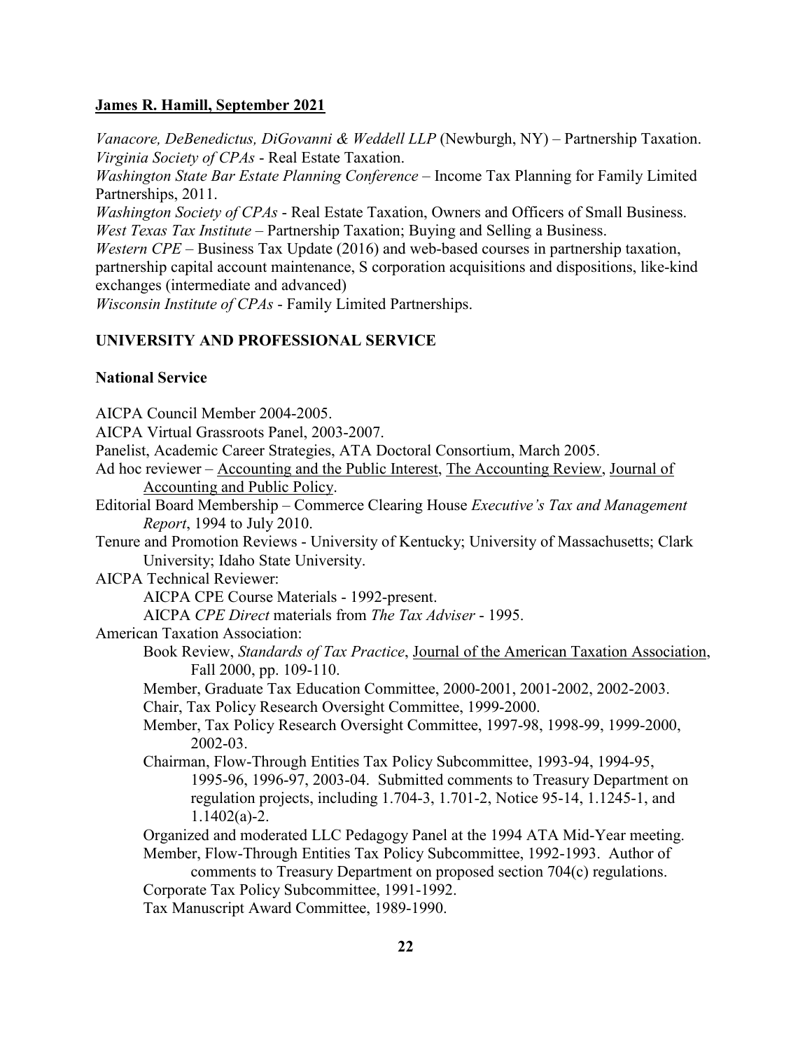**James R. Hamill, September 2021**

*Vanacore, DeBenedictus, DiGovanni & Weddell LLP* (Newburgh, NY) – Partnership Taxation.
*Virginia Society of CPAs* - Real Estate Taxation.
*Washington State Bar Estate Planning Conference* – Income Tax Planning for Family Limited Partnerships, 2011.
*Washington Society of CPAs* - Real Estate Taxation, Owners and Officers of Small Business.
*West Texas Tax Institute* – Partnership Taxation; Buying and Selling a Business.
*Western CPE* – Business Tax Update (2016) and web-based courses in partnership taxation, partnership capital account maintenance, S corporation acquisitions and dispositions, like-kind exchanges (intermediate and advanced)
*Wisconsin Institute of CPAs* - Family Limited Partnerships.

## UNIVERSITY AND PROFESSIONAL SERVICE

### National Service

AICPA Council Member 2004-2005.
AICPA Virtual Grassroots Panel, 2003-2007.
Panelist, Academic Career Strategies, ATA Doctoral Consortium, March 2005.
Ad hoc reviewer – Accounting and the Public Interest, The Accounting Review, Journal of Accounting and Public Policy.
Editorial Board Membership – Commerce Clearing House *Executive's Tax and Management Report*, 1994 to July 2010.
Tenure and Promotion Reviews - University of Kentucky; University of Massachusetts; Clark University; Idaho State University.
AICPA Technical Reviewer:
- AICPA CPE Course Materials - 1992-present.
- AICPA *CPE Direct* materials from *The Tax Adviser* - 1995.

American Taxation Association:
- Book Review, *Standards of Tax Practice*, Journal of the American Taxation Association, Fall 2000, pp. 109-110.
- Member, Graduate Tax Education Committee, 2000-2001, 2001-2002, 2002-2003.
- Chair, Tax Policy Research Oversight Committee, 1999-2000.
- Member, Tax Policy Research Oversight Committee, 1997-98, 1998-99, 1999-2000, 2002-03.
- Chairman, Flow-Through Entities Tax Policy Subcommittee, 1993-94, 1994-95, 1995-96, 1996-97, 2003-04. Submitted comments to Treasury Department on regulation projects, including 1.704-3, 1.701-2, Notice 95-14, 1.1245-1, and 1.1402(a)-2.
- Organized and moderated LLC Pedagogy Panel at the 1994 ATA Mid-Year meeting.
- Member, Flow-Through Entities Tax Policy Subcommittee, 1992-1993. Author of comments to Treasury Department on proposed section 704(c) regulations.
- Corporate Tax Policy Subcommittee, 1991-1992.
- Tax Manuscript Award Committee, 1989-1990.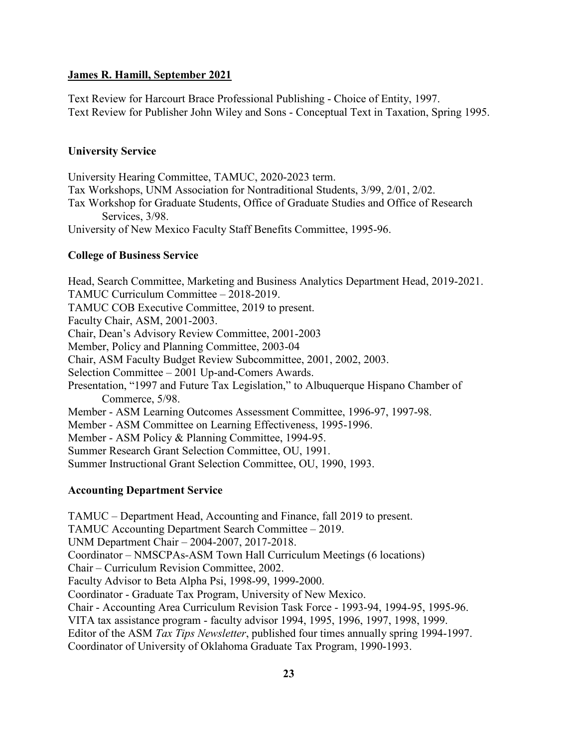Text Review for Harcourt Brace Professional Publishing - Choice of Entity, 1997.
Text Review for Publisher John Wiley and Sons - Conceptual Text in Taxation, Spring 1995.

### University Service

University Hearing Committee, TAMUC, 2020-2023 term.
Tax Workshops, UNM Association for Nontraditional Students, 3/99, 2/01, 2/02.
Tax Workshop for Graduate Students, Office of Graduate Studies and Office of Research Services, 3/98.
University of New Mexico Faculty Staff Benefits Committee, 1995-96.

### College of Business Service

Head, Search Committee, Marketing and Business Analytics Department Head, 2019-2021.
TAMUC Curriculum Committee – 2018-2019.
TAMUC COB Executive Committee, 2019 to present.
Faculty Chair, ASM, 2001-2003.
Chair, Dean's Advisory Review Committee, 2001-2003
Member, Policy and Planning Committee, 2003-04
Chair, ASM Faculty Budget Review Subcommittee, 2001, 2002, 2003.
Selection Committee – 2001 Up-and-Comers Awards.
Presentation, "1997 and Future Tax Legislation," to Albuquerque Hispano Chamber of Commerce, 5/98.
Member - ASM Learning Outcomes Assessment Committee, 1996-97, 1997-98.
Member - ASM Committee on Learning Effectiveness, 1995-1996.
Member - ASM Policy & Planning Committee, 1994-95.
Summer Research Grant Selection Committee, OU, 1991.
Summer Instructional Grant Selection Committee, OU, 1990, 1993.

### Accounting Department Service

TAMUC – Department Head, Accounting and Finance, fall 2019 to present.
TAMUC Accounting Department Search Committee – 2019.
UNM Department Chair – 2004-2007, 2017-2018.
Coordinator – NMSCPAs-ASM Town Hall Curriculum Meetings (6 locations)
Chair – Curriculum Revision Committee, 2002.
Faculty Advisor to Beta Alpha Psi, 1998-99, 1999-2000.
Coordinator - Graduate Tax Program, University of New Mexico.
Chair - Accounting Area Curriculum Revision Task Force - 1993-94, 1994-95, 1995-96.
VITA tax assistance program - faculty advisor 1994, 1995, 1996, 1997, 1998, 1999.
Editor of the ASM *Tax Tips Newsletter*, published four times annually spring 1994-1997.
Coordinator of University of Oklahoma Graduate Tax Program, 1990-1993.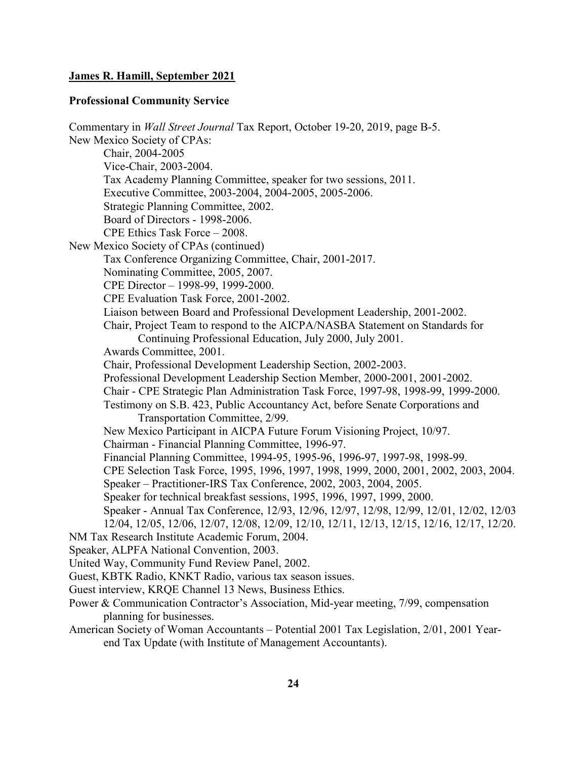**James R. Hamill, September 2021**

**Professional Community Service**

Commentary in *Wall Street Journal* Tax Report, October 19-20, 2019, page B-5.

New Mexico Society of CPAs:

- Chair, 2004-2005
- Vice-Chair, 2003-2004.
- Tax Academy Planning Committee, speaker for two sessions, 2011.
- Executive Committee, 2003-2004, 2004-2005, 2005-2006.
- Strategic Planning Committee, 2002.
- Board of Directors - 1998-2006.
- CPE Ethics Task Force – 2008.

New Mexico Society of CPAs (continued)

- Tax Conference Organizing Committee, Chair, 2001-2017.
- Nominating Committee, 2005, 2007.
- CPE Director – 1998-99, 1999-2000.
- CPE Evaluation Task Force, 2001-2002.
- Liaison between Board and Professional Development Leadership, 2001-2002.
- Chair, Project Team to respond to the AICPA/NASBA Statement on Standards for Continuing Professional Education, July 2000, July 2001.
- Awards Committee, 2001.
- Chair, Professional Development Leadership Section, 2002-2003.
- Professional Development Leadership Section Member, 2000-2001, 2001-2002.
- Chair - CPE Strategic Plan Administration Task Force, 1997-98, 1998-99, 1999-2000.
- Testimony on S.B. 423, Public Accountancy Act, before Senate Corporations and Transportation Committee, 2/99.
- New Mexico Participant in AICPA Future Forum Visioning Project, 10/97.
- Chairman - Financial Planning Committee, 1996-97.
- Financial Planning Committee, 1994-95, 1995-96, 1996-97, 1997-98, 1998-99.
- CPE Selection Task Force, 1995, 1996, 1997, 1998, 1999, 2000, 2001, 2002, 2003, 2004.
- Speaker – Practitioner-IRS Tax Conference, 2002, 2003, 2004, 2005.
- Speaker for technical breakfast sessions, 1995, 1996, 1997, 1999, 2000.
- Speaker - Annual Tax Conference, 12/93, 12/96, 12/97, 12/98, 12/99, 12/01, 12/02, 12/03 12/04, 12/05, 12/06, 12/07, 12/08, 12/09, 12/10, 12/11, 12/13, 12/15, 12/16, 12/17, 12/20.

NM Tax Research Institute Academic Forum, 2004.

Speaker, ALPFA National Convention, 2003.

United Way, Community Fund Review Panel, 2002.

Guest, KBTK Radio, KNKT Radio, various tax season issues.

Guest interview, KRQE Channel 13 News, Business Ethics.

Power & Communication Contractor's Association, Mid-year meeting, 7/99, compensation planning for businesses.

American Society of Woman Accountants – Potential 2001 Tax Legislation, 2/01, 2001 Year-end Tax Update (with Institute of Management Accountants).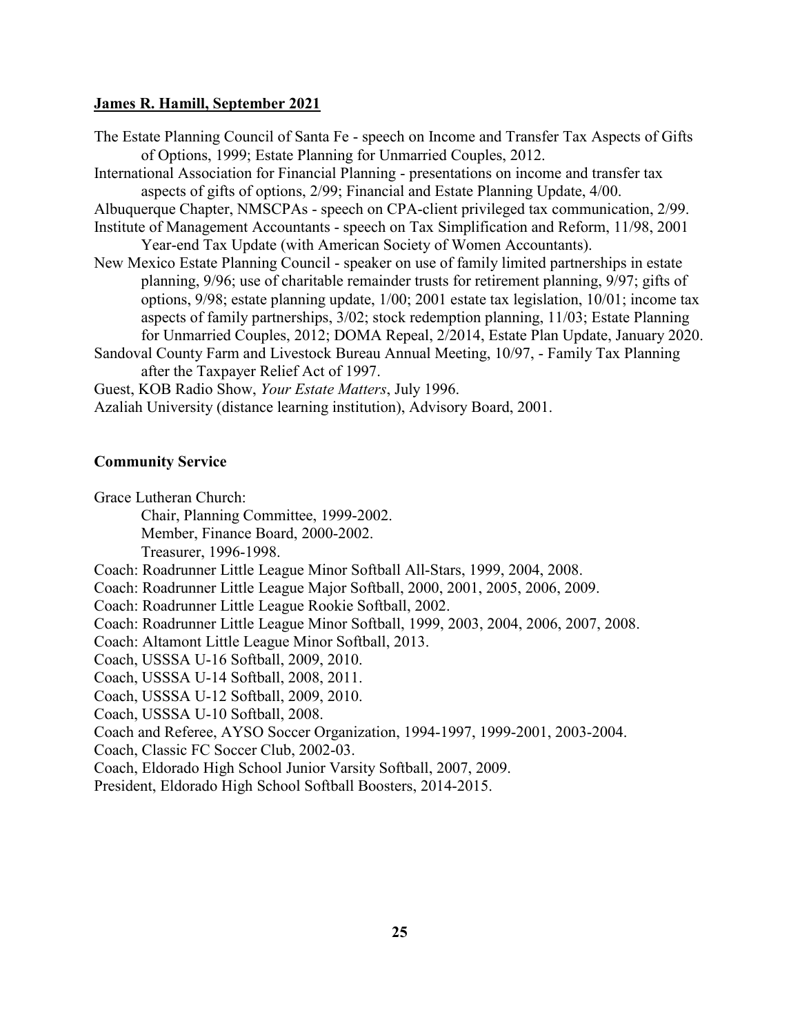**James R. Hamill, September 2021**

The Estate Planning Council of Santa Fe - speech on Income and Transfer Tax Aspects of Gifts of Options, 1999; Estate Planning for Unmarried Couples, 2012.

International Association for Financial Planning - presentations on income and transfer tax aspects of gifts of options, 2/99; Financial and Estate Planning Update, 4/00.

Albuquerque Chapter, NMSCPAs - speech on CPA-client privileged tax communication, 2/99.

Institute of Management Accountants - speech on Tax Simplification and Reform, 11/98, 2001 Year-end Tax Update (with American Society of Women Accountants).

New Mexico Estate Planning Council - speaker on use of family limited partnerships in estate planning, 9/96; use of charitable remainder trusts for retirement planning, 9/97; gifts of options, 9/98; estate planning update, 1/00; 2001 estate tax legislation, 10/01; income tax aspects of family partnerships, 3/02; stock redemption planning, 11/03; Estate Planning for Unmarried Couples, 2012; DOMA Repeal, 2/2014, Estate Plan Update, January 2020.

Sandoval County Farm and Livestock Bureau Annual Meeting, 10/97, - Family Tax Planning after the Taxpayer Relief Act of 1997.

Guest, KOB Radio Show, *Your Estate Matters*, July 1996.

Azaliah University (distance learning institution), Advisory Board, 2001.

### Community Service

Grace Lutheran Church:
- Chair, Planning Committee, 1999-2002.
- Member, Finance Board, 2000-2002.
- Treasurer, 1996-1998.

Coach: Roadrunner Little League Minor Softball All-Stars, 1999, 2004, 2008.

Coach: Roadrunner Little League Major Softball, 2000, 2001, 2005, 2006, 2009.

Coach: Roadrunner Little League Rookie Softball, 2002.

Coach: Roadrunner Little League Minor Softball, 1999, 2003, 2004, 2006, 2007, 2008.

Coach: Altamont Little League Minor Softball, 2013.

Coach, USSSA U-16 Softball, 2009, 2010.

Coach, USSSA U-14 Softball, 2008, 2011.

Coach, USSSA U-12 Softball, 2009, 2010.

Coach, USSSA U-10 Softball, 2008.

Coach and Referee, AYSO Soccer Organization, 1994-1997, 1999-2001, 2003-2004.

Coach, Classic FC Soccer Club, 2002-03.

Coach, Eldorado High School Junior Varsity Softball, 2007, 2009.

President, Eldorado High School Softball Boosters, 2014-2015.